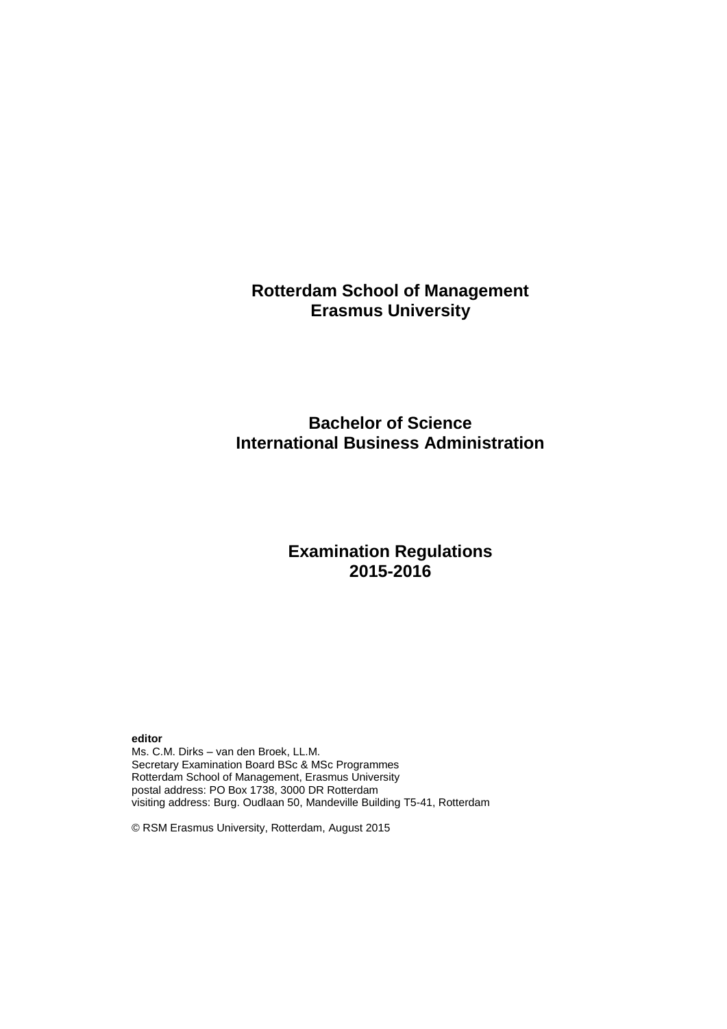# Rotterdam School of Management
# Erasmus University

## Bachelor of Science
## International Business Administration

## Examination Regulations
## 2015-2016

**editor**
Ms. C.M. Dirks – van den Broek, LL.M.
Secretary Examination Board BSc & MSc Programmes
Rotterdam School of Management, Erasmus University
postal address: PO Box 1738, 3000 DR Rotterdam
visiting address: Burg. Oudlaan 50, Mandeville Building T5-41, Rotterdam

© RSM Erasmus University, Rotterdam, August 2015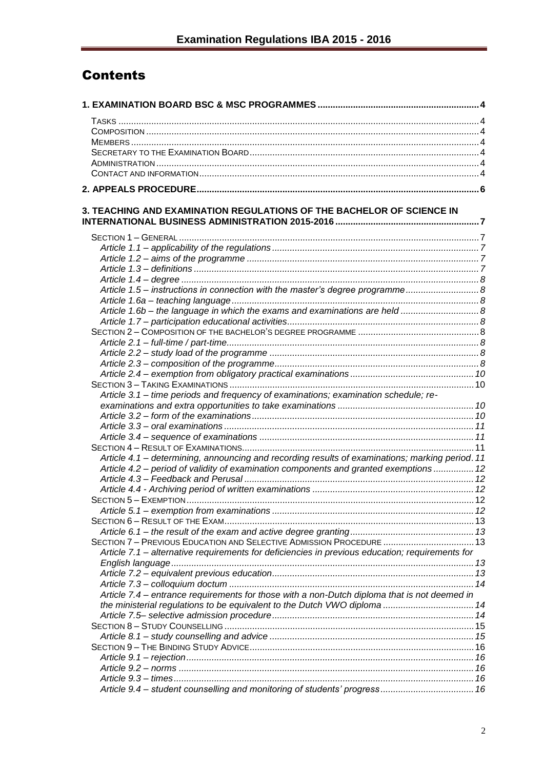# Contents

**1. EXAMINATION BOARD BSC & MSC PROGRAMMES** ..... 4

- TASKS ..... 4
- COMPOSITION ..... 4
- MEMBERS ..... 4
- SECRETARY TO THE EXAMINATION BOARD ..... 4
- ADMINISTRATION ..... 4
- CONTACT AND INFORMATION ..... 4

**2. APPEALS PROCEDURE** ..... 6

**3. TEACHING AND EXAMINATION REGULATIONS OF THE BACHELOR OF SCIENCE IN INTERNATIONAL BUSINESS ADMINISTRATION 2015-2016** ..... 7

- SECTION 1 – GENERAL ..... 7
  - *Article 1.1 – applicability of the regulations* ..... 7
  - *Article 1.2 – aims of the programme* ..... 7
  - *Article 1.3 – definitions* ..... 7
  - *Article 1.4 – degree* ..... 8
  - *Article 1.5 – instructions in connection with the master's degree programme* ..... 8
  - *Article 1.6a – teaching language* ..... 8
  - *Article 1.6b – the language in which the exams and examinations are held* ..... 8
  - *Article 1.7 – participation educational activities* ..... 8
- SECTION 2 – COMPOSITION OF THE BACHELOR'S DEGREE PROGRAMME ..... 8
  - *Article 2.1 – full-time / part-time* ..... 8
  - *Article 2.2 – study load of the programme* ..... 8
  - *Article 2.3 – composition of the programme* ..... 8
  - *Article 2.4 – exemption from obligatory practical examinations* ..... 10
- SECTION 3 – TAKING EXAMINATIONS ..... 10
  - *Article 3.1 – time periods and frequency of examinations; examination schedule; re-examinations and extra opportunities to take examinations* ..... 10
  - *Article 3.2 – form of the examinations* ..... 10
  - *Article 3.3 – oral examinations* ..... 11
  - *Article 3.4 – sequence of examinations* ..... 11
- SECTION 4 – RESULT OF EXAMINATIONS ..... 11
  - *Article 4.1 – determining, announcing and recording results of examinations; marking period* ..... 11
  - *Article 4.2 – period of validity of examination components and granted exemptions* ..... 12
  - *Article 4.3 – Feedback and Perusal* ..... 12
  - *Article 4.4 - Archiving period of written examinations* ..... 12
- SECTION 5 – EXEMPTION ..... 12
  - *Article 5.1 – exemption from examinations* ..... 12
- SECTION 6 – RESULT OF THE EXAM ..... 13
  - *Article 6.1 – the result of the exam and active degree granting* ..... 13
- SECTION 7 – PREVIOUS EDUCATION AND SELECTIVE ADMISSION PROCEDURE ..... 13
  - *Article 7.1 – alternative requirements for deficiencies in previous education; requirements for English language* ..... 13
  - *Article 7.2 – equivalent previous education* ..... 13
  - *Article 7.3 – colloquium doctum* ..... 14
  - *Article 7.4 – entrance requirements for those with a non-Dutch diploma that is not deemed in the ministerial regulations to be equivalent to the Dutch VWO diploma* ..... 14
  - *Article 7.5– selective admission procedure* ..... 14
- SECTION 8 – STUDY COUNSELLING ..... 15
  - *Article 8.1 – study counselling and advice* ..... 15
- SECTION 9 – THE BINDING STUDY ADVICE ..... 16
  - *Article 9.1 – rejection* ..... 16
  - *Article 9.2 – norms* ..... 16
  - *Article 9.3 – times* ..... 16
  - *Article 9.4 – student counselling and monitoring of students' progress* ..... 16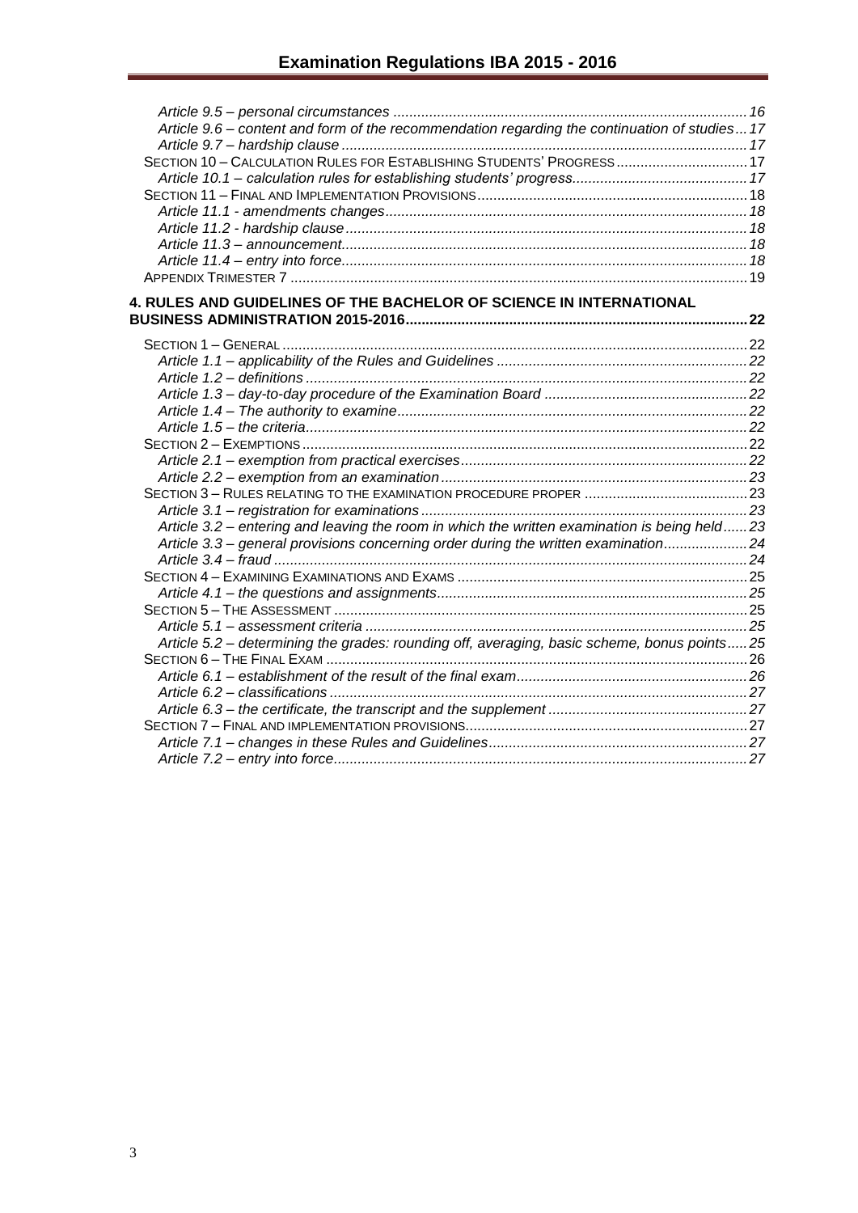*Article 9.5 – personal circumstances* ........................................................................................ 16
*Article 9.6 – content and form of the recommendation regarding the continuation of studies* ... 17
*Article 9.7 – hardship clause* ..................................................................................................... 17
SECTION 10 – CALCULATION RULES FOR ESTABLISHING STUDENTS' PROGRESS .................................. 17
*Article 10.1 – calculation rules for establishing students' progress*............................................ 17
SECTION 11 – FINAL AND IMPLEMENTATION PROVISIONS.................................................................... 18
*Article 11.1 - amendments changes*........................................................................................... 18
*Article 11.2 - hardship clause*..................................................................................................... 18
*Article 11.3 – announcement*...................................................................................................... 18
*Article 11.4 – entry into force*...................................................................................................... 18
APPENDIX TRIMESTER 7 ................................................................................................................... 19

**4. RULES AND GUIDELINES OF THE BACHELOR OF SCIENCE IN INTERNATIONAL BUSINESS ADMINISTRATION 2015-2016...................................................................................... 22**

SECTION 1 – GENERAL ..................................................................................................................... 22
*Article 1.1 – applicability of the Rules and Guidelines* ............................................................... 22
*Article 1.2 – definitions* ............................................................................................................... 22
*Article 1.3 – day-to-day procedure of the Examination Board* ................................................... 22
*Article 1.4 – The authority to examine*........................................................................................ 22
*Article 1.5 – the criteria*............................................................................................................... 22
SECTION 2 – EXEMPTIONS ................................................................................................................ 22
*Article 2.1 – exemption from practical exercises*........................................................................ 22
*Article 2.2 – exemption from an examination* ............................................................................ 23
SECTION 3 – RULES RELATING TO THE EXAMINATION PROCEDURE PROPER .......................................... 23
*Article 3.1 – registration for examinations*.................................................................................. 23
*Article 3.2 – entering and leaving the room in which the written examination is being held*...... 23
*Article 3.3 – general provisions concerning order during the written examination*..................... 24
*Article 3.4 – fraud* ....................................................................................................................... 24
SECTION 4 – EXAMINING EXAMINATIONS AND EXAMS ......................................................................... 25
*Article 4.1 – the questions and assignments*.............................................................................. 25
SECTION 5 – THE ASSESSMENT ....................................................................................................... 25
*Article 5.1 – assessment criteria* ................................................................................................ 25
*Article 5.2 – determining the grades: rounding off, averaging, basic scheme, bonus points*..... 25
SECTION 6 – THE FINAL EXAM .......................................................................................................... 26
*Article 6.1 – establishment of the result of the final exam*.......................................................... 26
*Article 6.2 – classifications* ......................................................................................................... 27
*Article 6.3 – the certificate, the transcript and the supplement* .................................................. 27
SECTION 7 – FINAL AND IMPLEMENTATION PROVISIONS....................................................................... 27
*Article 7.1 – changes in these Rules and Guidelines*................................................................. 27
*Article 7.2 – entry into force*....................................................................................................... 27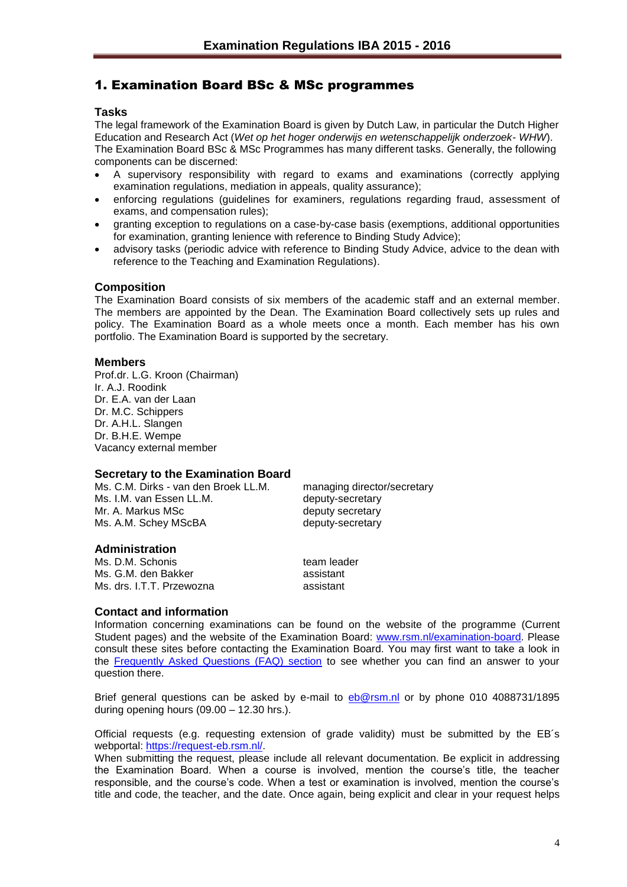# 1. Examination Board BSc & MSc programmes

### Tasks

The legal framework of the Examination Board is given by Dutch Law, in particular the Dutch Higher Education and Research Act (*Wet op het hoger onderwijs en wetenschappelijk onderzoek- WHW*). The Examination Board BSc & MSc Programmes has many different tasks. Generally, the following components can be discerned:

- A supervisory responsibility with regard to exams and examinations (correctly applying examination regulations, mediation in appeals, quality assurance);
- enforcing regulations (guidelines for examiners, regulations regarding fraud, assessment of exams, and compensation rules);
- granting exception to regulations on a case-by-case basis (exemptions, additional opportunities for examination, granting lenience with reference to Binding Study Advice);
- advisory tasks (periodic advice with reference to Binding Study Advice, advice to the dean with reference to the Teaching and Examination Regulations).

### Composition

The Examination Board consists of six members of the academic staff and an external member. The members are appointed by the Dean. The Examination Board collectively sets up rules and policy. The Examination Board as a whole meets once a month. Each member has his own portfolio. The Examination Board is supported by the secretary.

### Members

Prof.dr. L.G. Kroon (Chairman)
Ir. A.J. Roodink
Dr. E.A. van der Laan
Dr. M.C. Schippers
Dr. A.H.L. Slangen
Dr. B.H.E. Wempe
Vacancy external member

### Secretary to the Examination Board

| | |
|---|---|
| Ms. C.M. Dirks - van den Broek LL.M. | managing director/secretary |
| Ms. I.M. van Essen LL.M. | deputy-secretary |
| Mr. A. Markus MSc | deputy secretary |
| Ms. A.M. Schey MScBA | deputy-secretary |

### Administration

| | |
|---|---|
| Ms. D.M. Schonis | team leader |
| Ms. G.M. den Bakker | assistant |
| Ms. drs. I.T.T. Przewozna | assistant |

### Contact and information

Information concerning examinations can be found on the website of the programme (Current Student pages) and the website of the Examination Board: www.rsm.nl/examination-board. Please consult these sites before contacting the Examination Board. You may first want to take a look in the Frequently Asked Questions (FAQ) section to see whether you can find an answer to your question there.

Brief general questions can be asked by e-mail to eb@rsm.nl or by phone 010 4088731/1895 during opening hours (09.00 – 12.30 hrs.).

Official requests (e.g. requesting extension of grade validity) must be submitted by the EB´s webportal: https://request-eb.rsm.nl/.
When submitting the request, please include all relevant documentation. Be explicit in addressing the Examination Board. When a course is involved, mention the course's title, the teacher responsible, and the course's code. When a test or examination is involved, mention the course's title and code, the teacher, and the date. Once again, being explicit and clear in your request helps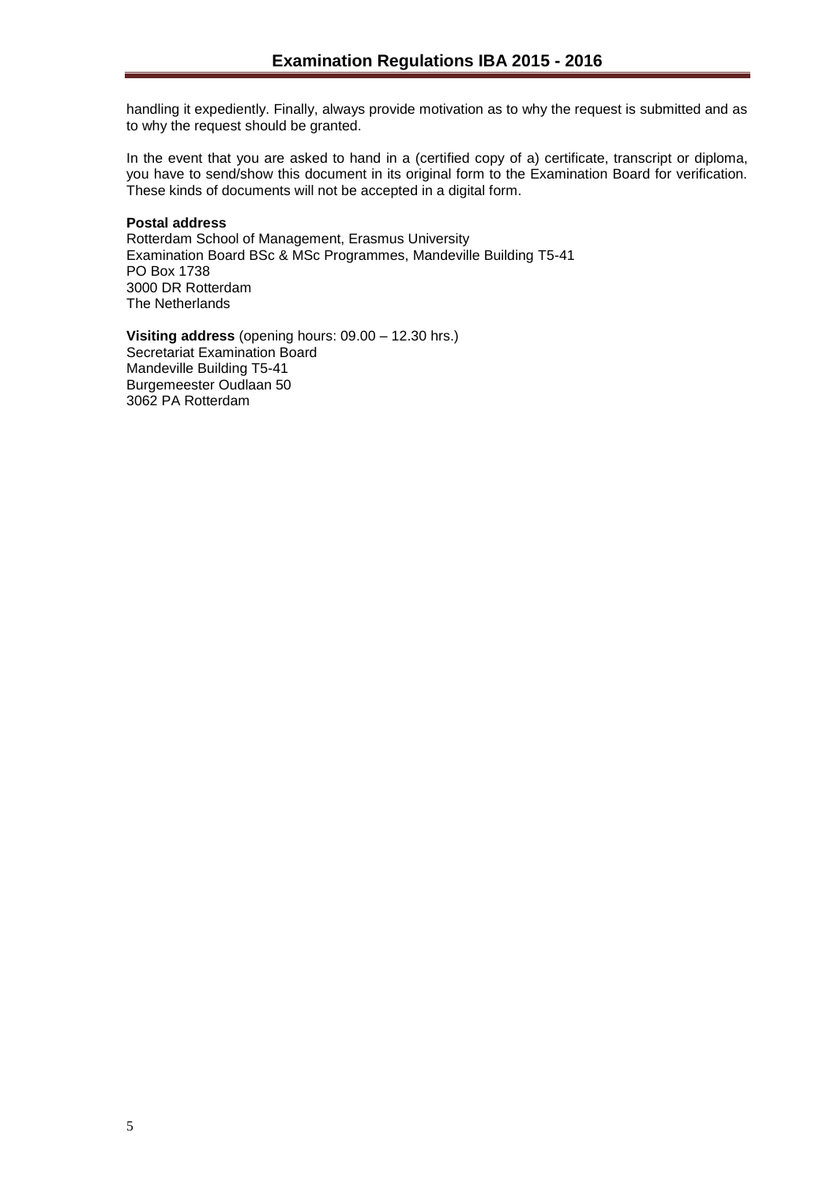handling it expediently. Finally, always provide motivation as to why the request is submitted and as to why the request should be granted.

In the event that you are asked to hand in a (certified copy of a) certificate, transcript or diploma, you have to send/show this document in its original form to the Examination Board for verification. These kinds of documents will not be accepted in a digital form.

**Postal address**
Rotterdam School of Management, Erasmus University
Examination Board BSc & MSc Programmes, Mandeville Building T5-41
PO Box 1738
3000 DR Rotterdam
The Netherlands

**Visiting address** (opening hours: 09.00 – 12.30 hrs.)
Secretariat Examination Board
Mandeville Building T5-41
Burgemeester Oudlaan 50
3062 PA Rotterdam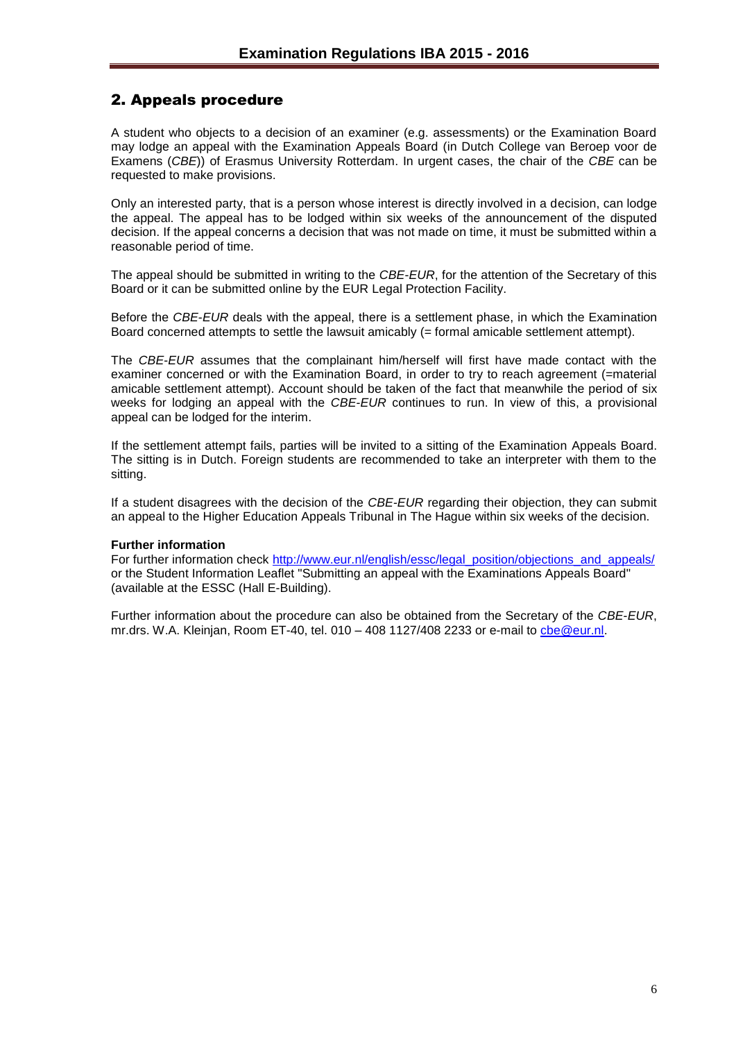## 2. Appeals procedure

A student who objects to a decision of an examiner (e.g. assessments) or the Examination Board may lodge an appeal with the Examination Appeals Board (in Dutch College van Beroep voor de Examens (*CBE*)) of Erasmus University Rotterdam. In urgent cases, the chair of the *CBE* can be requested to make provisions.

Only an interested party, that is a person whose interest is directly involved in a decision, can lodge the appeal. The appeal has to be lodged within six weeks of the announcement of the disputed decision. If the appeal concerns a decision that was not made on time, it must be submitted within a reasonable period of time.

The appeal should be submitted in writing to the *CBE-EUR*, for the attention of the Secretary of this Board or it can be submitted online by the EUR Legal Protection Facility.

Before the *CBE-EUR* deals with the appeal, there is a settlement phase, in which the Examination Board concerned attempts to settle the lawsuit amicably (= formal amicable settlement attempt).

The *CBE-EUR* assumes that the complainant him/herself will first have made contact with the examiner concerned or with the Examination Board, in order to try to reach agreement (=material amicable settlement attempt). Account should be taken of the fact that meanwhile the period of six weeks for lodging an appeal with the *CBE-EUR* continues to run. In view of this, a provisional appeal can be lodged for the interim.

If the settlement attempt fails, parties will be invited to a sitting of the Examination Appeals Board. The sitting is in Dutch. Foreign students are recommended to take an interpreter with them to the sitting.

If a student disagrees with the decision of the *CBE-EUR* regarding their objection, they can submit an appeal to the Higher Education Appeals Tribunal in The Hague within six weeks of the decision.

**Further information**
For further information check http://www.eur.nl/english/essc/legal_position/objections_and_appeals/ or the Student Information Leaflet "Submitting an appeal with the Examinations Appeals Board" (available at the ESSC (Hall E-Building).

Further information about the procedure can also be obtained from the Secretary of the *CBE-EUR*, mr.drs. W.A. Kleinjan, Room ET-40, tel. 010 – 408 1127/408 2233 or e-mail to cbe@eur.nl.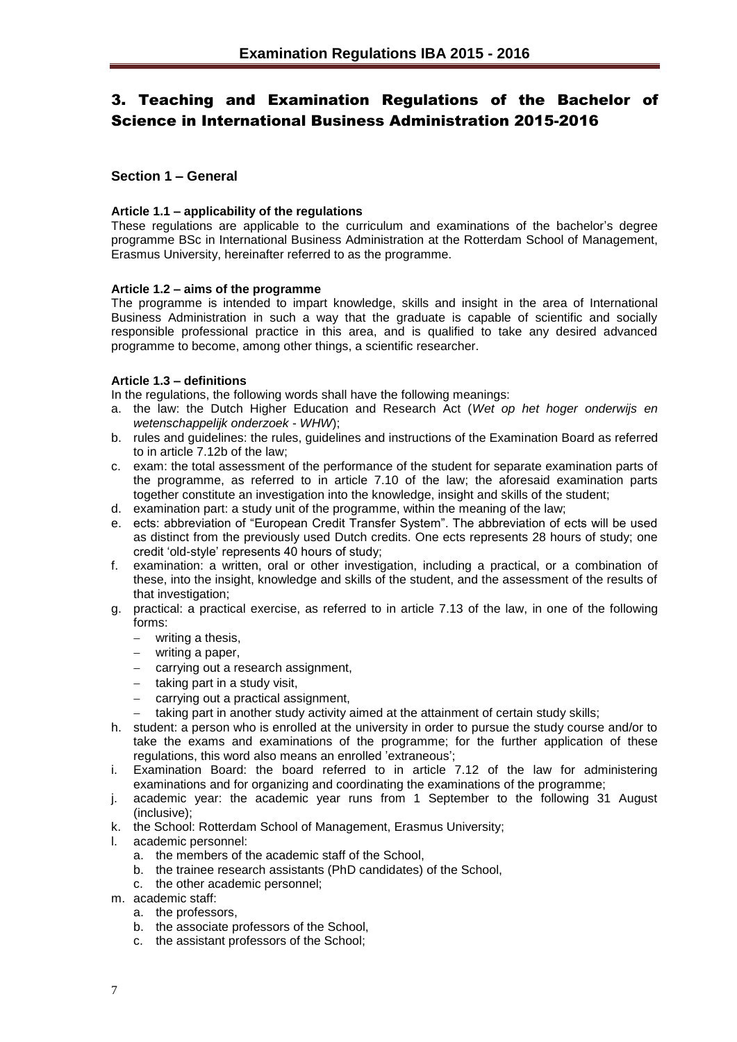# 3. Teaching and Examination Regulations of the Bachelor of Science in International Business Administration 2015-2016

## Section 1 – General

### Article 1.1 – applicability of the regulations

These regulations are applicable to the curriculum and examinations of the bachelor's degree programme BSc in International Business Administration at the Rotterdam School of Management, Erasmus University, hereinafter referred to as the programme.

### Article 1.2 – aims of the programme

The programme is intended to impart knowledge, skills and insight in the area of International Business Administration in such a way that the graduate is capable of scientific and socially responsible professional practice in this area, and is qualified to take any desired advanced programme to become, among other things, a scientific researcher.

### Article 1.3 – definitions

In the regulations, the following words shall have the following meanings:

a. the law: the Dutch Higher Education and Research Act (*Wet op het hoger onderwijs en wetenschappelijk onderzoek - WHW*);
b. rules and guidelines: the rules, guidelines and instructions of the Examination Board as referred to in article 7.12b of the law;
c. exam: the total assessment of the performance of the student for separate examination parts of the programme, as referred to in article 7.10 of the law; the aforesaid examination parts together constitute an investigation into the knowledge, insight and skills of the student;
d. examination part: a study unit of the programme, within the meaning of the law;
e. ects: abbreviation of "European Credit Transfer System". The abbreviation of ects will be used as distinct from the previously used Dutch credits. One ects represents 28 hours of study; one credit 'old-style' represents 40 hours of study;
f. examination: a written, oral or other investigation, including a practical, or a combination of these, into the insight, knowledge and skills of the student, and the assessment of the results of that investigation;
g. practical: a practical exercise, as referred to in article 7.13 of the law, in one of the following forms:
   - writing a thesis,
   - writing a paper,
   - carrying out a research assignment,
   - taking part in a study visit,
   - carrying out a practical assignment,
   - taking part in another study activity aimed at the attainment of certain study skills;
h. student: a person who is enrolled at the university in order to pursue the study course and/or to take the exams and examinations of the programme; for the further application of these regulations, this word also means an enrolled 'extraneous';
i. Examination Board: the board referred to in article 7.12 of the law for administering examinations and for organizing and coordinating the examinations of the programme;
j. academic year: the academic year runs from 1 September to the following 31 August (inclusive);
k. the School: Rotterdam School of Management, Erasmus University;
l. academic personnel:
   a. the members of the academic staff of the School,
   b. the trainee research assistants (PhD candidates) of the School,
   c. the other academic personnel;
m. academic staff:
   a. the professors,
   b. the associate professors of the School,
   c. the assistant professors of the School;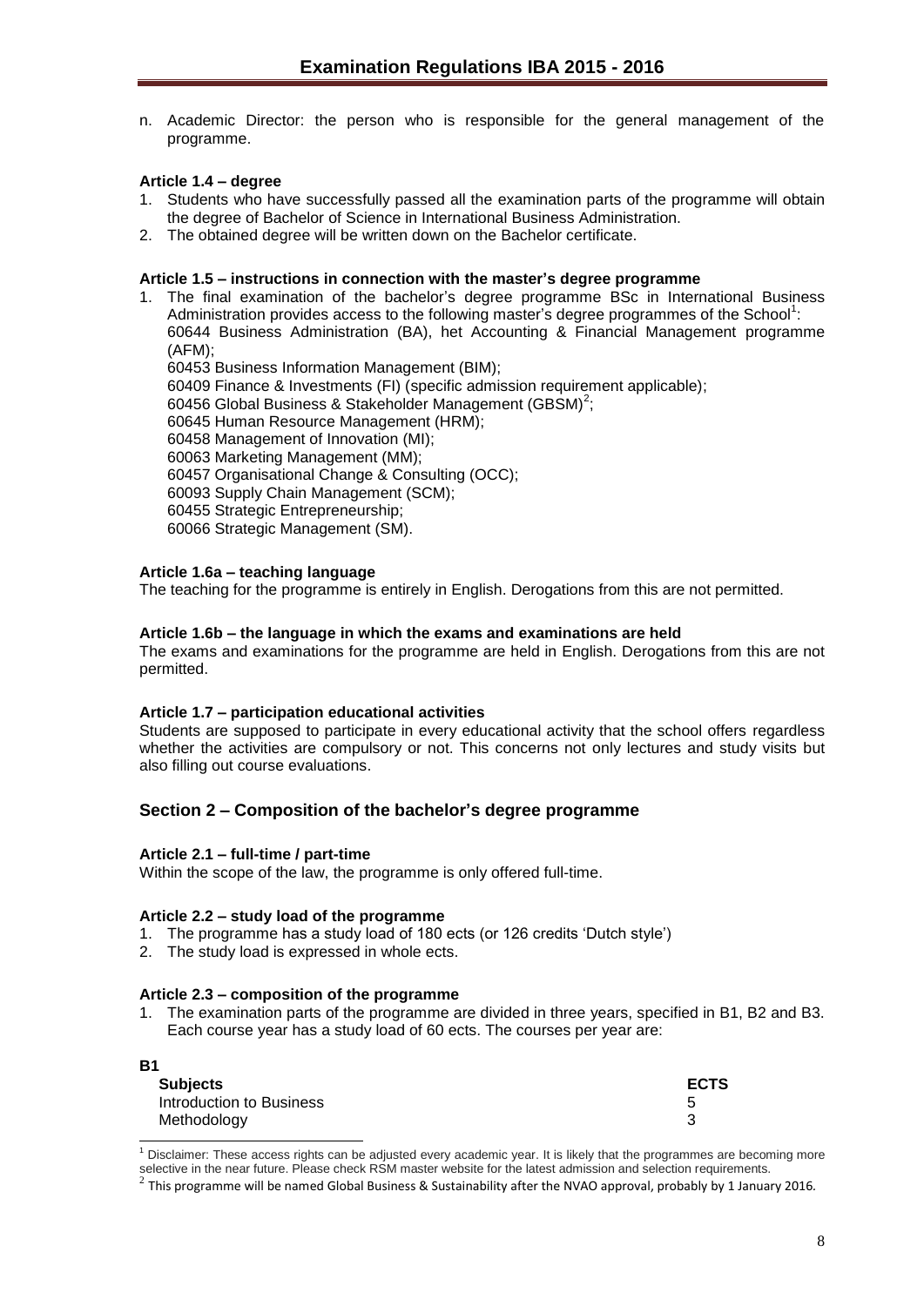n. Academic Director: the person who is responsible for the general management of the programme.

**Article 1.4 – degree**

1. Students who have successfully passed all the examination parts of the programme will obtain the degree of Bachelor of Science in International Business Administration.
2. The obtained degree will be written down on the Bachelor certificate.

**Article 1.5 – instructions in connection with the master's degree programme**

1. The final examination of the bachelor's degree programme BSc in International Business Administration provides access to the following master's degree programmes of the School[1]:
   60644 Business Administration (BA), het Accounting & Financial Management programme (AFM);
   60453 Business Information Management (BIM);
   60409 Finance & Investments (FI) (specific admission requirement applicable);
   60456 Global Business & Stakeholder Management (GBSM)[2];
   60645 Human Resource Management (HRM);
   60458 Management of Innovation (MI);
   60063 Marketing Management (MM);
   60457 Organisational Change & Consulting (OCC);
   60093 Supply Chain Management (SCM);
   60455 Strategic Entrepreneurship;
   60066 Strategic Management (SM).

**Article 1.6a – teaching language**

The teaching for the programme is entirely in English. Derogations from this are not permitted.

**Article 1.6b – the language in which the exams and examinations are held**

The exams and examinations for the programme are held in English. Derogations from this are not permitted.

**Article 1.7 – participation educational activities**

Students are supposed to participate in every educational activity that the school offers regardless whether the activities are compulsory or not. This concerns not only lectures and study visits but also filling out course evaluations.

## Section 2 – Composition of the bachelor's degree programme

**Article 2.1 – full-time / part-time**

Within the scope of the law, the programme is only offered full-time.

**Article 2.2 – study load of the programme**

1. The programme has a study load of 180 ects (or 126 credits 'Dutch style')
2. The study load is expressed in whole ects.

**Article 2.3 – composition of the programme**

1. The examination parts of the programme are divided in three years, specified in B1, B2 and B3. Each course year has a study load of 60 ects. The courses per year are:

**B1**

| Subjects | ECTS |
|---|---|
| Introduction to Business | 5 |
| Methodology | 3 |

[1] Disclaimer: These access rights can be adjusted every academic year. It is likely that the programmes are becoming more selective in the near future. Please check RSM master website for the latest admission and selection requirements.

[2] This programme will be named Global Business & Sustainability after the NVAO approval, probably by 1 January 2016.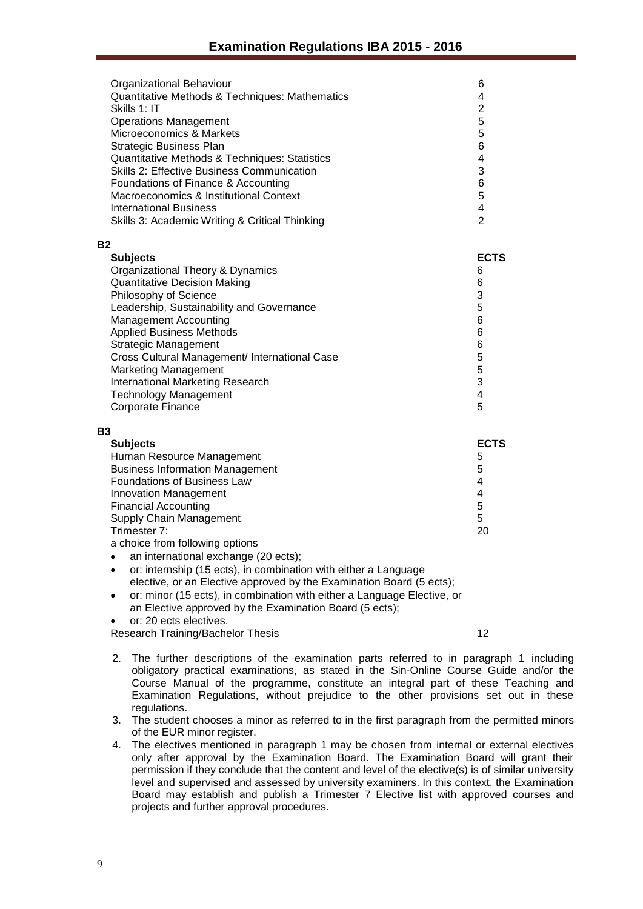| | |
|---|---|
| Organizational Behaviour | 6 |
| Quantitative Methods & Techniques: Mathematics | 4 |
| Skills 1: IT | 2 |
| Operations Management | 5 |
| Microeconomics & Markets | 5 |
| Strategic Business Plan | 6 |
| Quantitative Methods & Techniques: Statistics | 4 |
| Skills 2: Effective Business Communication | 3 |
| Foundations of Finance & Accounting | 6 |
| Macroeconomics & Institutional Context | 5 |
| International Business | 4 |
| Skills 3: Academic Writing & Critical Thinking | 2 |

**B2**

| Subjects | ECTS |
|---|---|
| Organizational Theory & Dynamics | 6 |
| Quantitative Decision Making | 6 |
| Philosophy of Science | 3 |
| Leadership, Sustainability and Governance | 5 |
| Management Accounting | 6 |
| Applied Business Methods | 6 |
| Strategic Management | 6 |
| Cross Cultural Management/ International Case | 5 |
| Marketing Management | 5 |
| International Marketing Research | 3 |
| Technology Management | 4 |
| Corporate Finance | 5 |

**B3**

| Subjects | ECTS |
|---|---|
| Human Resource Management | 5 |
| Business Information Management | 5 |
| Foundations of Business Law | 4 |
| Innovation Management | 4 |
| Financial Accounting | 5 |
| Supply Chain Management | 5 |
| Trimester 7: | 20 |

a choice from following options

- an international exchange (20 ects);
- or: internship (15 ects), in combination with either a Language elective, or an Elective approved by the Examination Board (5 ects);
- or: minor (15 ects), in combination with either a Language Elective, or an Elective approved by the Examination Board (5 ects);
- or: 20 ects electives.

Research Training/Bachelor Thesis 12

2. The further descriptions of the examination parts referred to in paragraph 1 including obligatory practical examinations, as stated in the Sin-Online Course Guide and/or the Course Manual of the programme, constitute an integral part of these Teaching and Examination Regulations, without prejudice to the other provisions set out in these regulations.
3. The student chooses a minor as referred to in the first paragraph from the permitted minors of the EUR minor register.
4. The electives mentioned in paragraph 1 may be chosen from internal or external electives only after approval by the Examination Board. The Examination Board will grant their permission if they conclude that the content and level of the elective(s) is of similar university level and supervised and assessed by university examiners. In this context, the Examination Board may establish and publish a Trimester 7 Elective list with approved courses and projects and further approval procedures.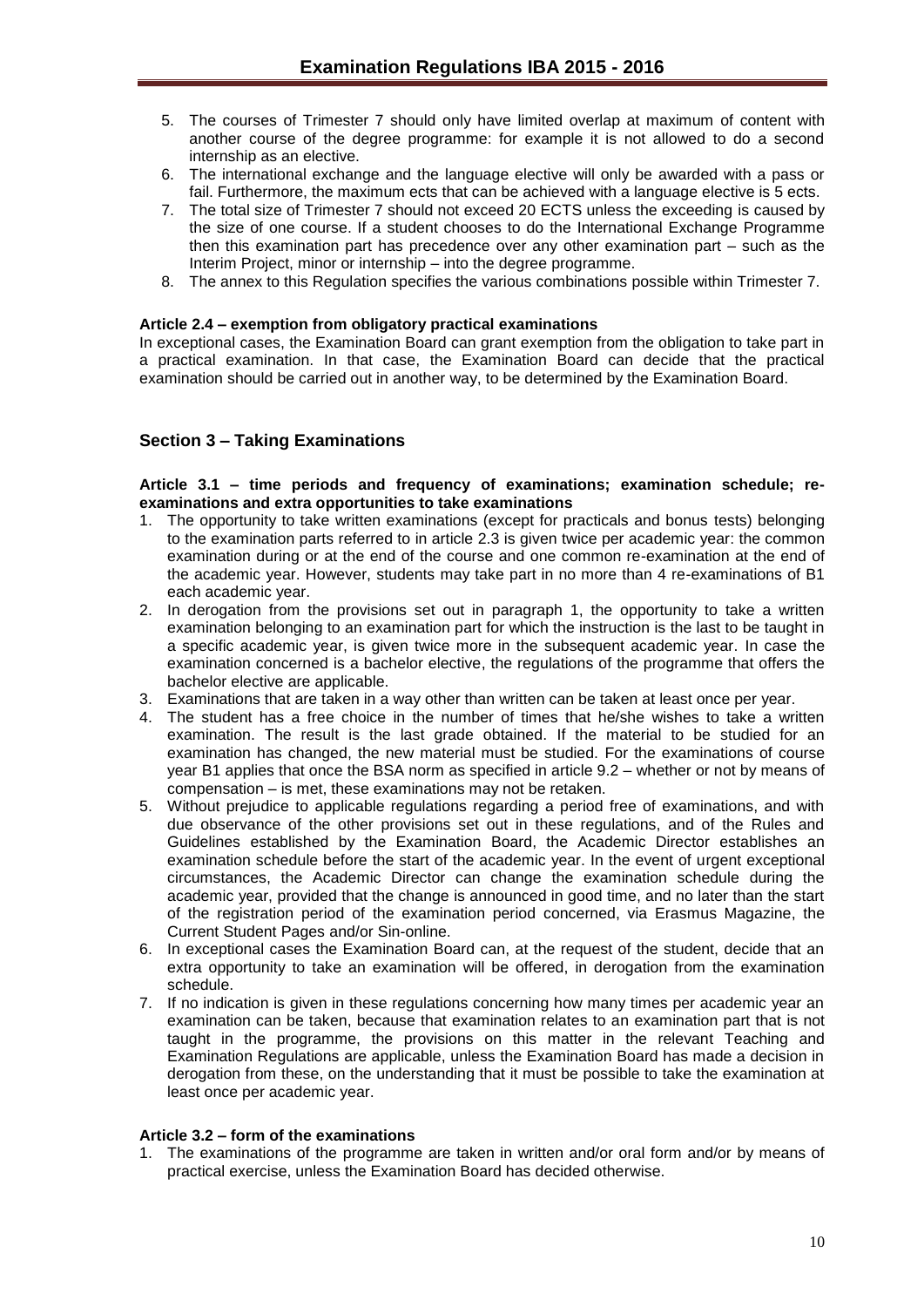5. The courses of Trimester 7 should only have limited overlap at maximum of content with another course of the degree programme: for example it is not allowed to do a second internship as an elective.
6. The international exchange and the language elective will only be awarded with a pass or fail. Furthermore, the maximum ects that can be achieved with a language elective is 5 ects.
7. The total size of Trimester 7 should not exceed 20 ECTS unless the exceeding is caused by the size of one course. If a student chooses to do the International Exchange Programme then this examination part has precedence over any other examination part – such as the Interim Project, minor or internship – into the degree programme.
8. The annex to this Regulation specifies the various combinations possible within Trimester 7.

**Article 2.4 – exemption from obligatory practical examinations**

In exceptional cases, the Examination Board can grant exemption from the obligation to take part in a practical examination. In that case, the Examination Board can decide that the practical examination should be carried out in another way, to be determined by the Examination Board.

## Section 3 – Taking Examinations

**Article 3.1 – time periods and frequency of examinations; examination schedule; re-examinations and extra opportunities to take examinations**

1. The opportunity to take written examinations (except for practicals and bonus tests) belonging to the examination parts referred to in article 2.3 is given twice per academic year: the common examination during or at the end of the course and one common re-examination at the end of the academic year. However, students may take part in no more than 4 re-examinations of B1 each academic year.
2. In derogation from the provisions set out in paragraph 1, the opportunity to take a written examination belonging to an examination part for which the instruction is the last to be taught in a specific academic year, is given twice more in the subsequent academic year. In case the examination concerned is a bachelor elective, the regulations of the programme that offers the bachelor elective are applicable.
3. Examinations that are taken in a way other than written can be taken at least once per year.
4. The student has a free choice in the number of times that he/she wishes to take a written examination. The result is the last grade obtained. If the material to be studied for an examination has changed, the new material must be studied. For the examinations of course year B1 applies that once the BSA norm as specified in article 9.2 – whether or not by means of compensation – is met, these examinations may not be retaken.
5. Without prejudice to applicable regulations regarding a period free of examinations, and with due observance of the other provisions set out in these regulations, and of the Rules and Guidelines established by the Examination Board, the Academic Director establishes an examination schedule before the start of the academic year. In the event of urgent exceptional circumstances, the Academic Director can change the examination schedule during the academic year, provided that the change is announced in good time, and no later than the start of the registration period of the examination period concerned, via Erasmus Magazine, the Current Student Pages and/or Sin-online.
6. In exceptional cases the Examination Board can, at the request of the student, decide that an extra opportunity to take an examination will be offered, in derogation from the examination schedule.
7. If no indication is given in these regulations concerning how many times per academic year an examination can be taken, because that examination relates to an examination part that is not taught in the programme, the provisions on this matter in the relevant Teaching and Examination Regulations are applicable, unless the Examination Board has made a decision in derogation from these, on the understanding that it must be possible to take the examination at least once per academic year.

**Article 3.2 – form of the examinations**

1. The examinations of the programme are taken in written and/or oral form and/or by means of practical exercise, unless the Examination Board has decided otherwise.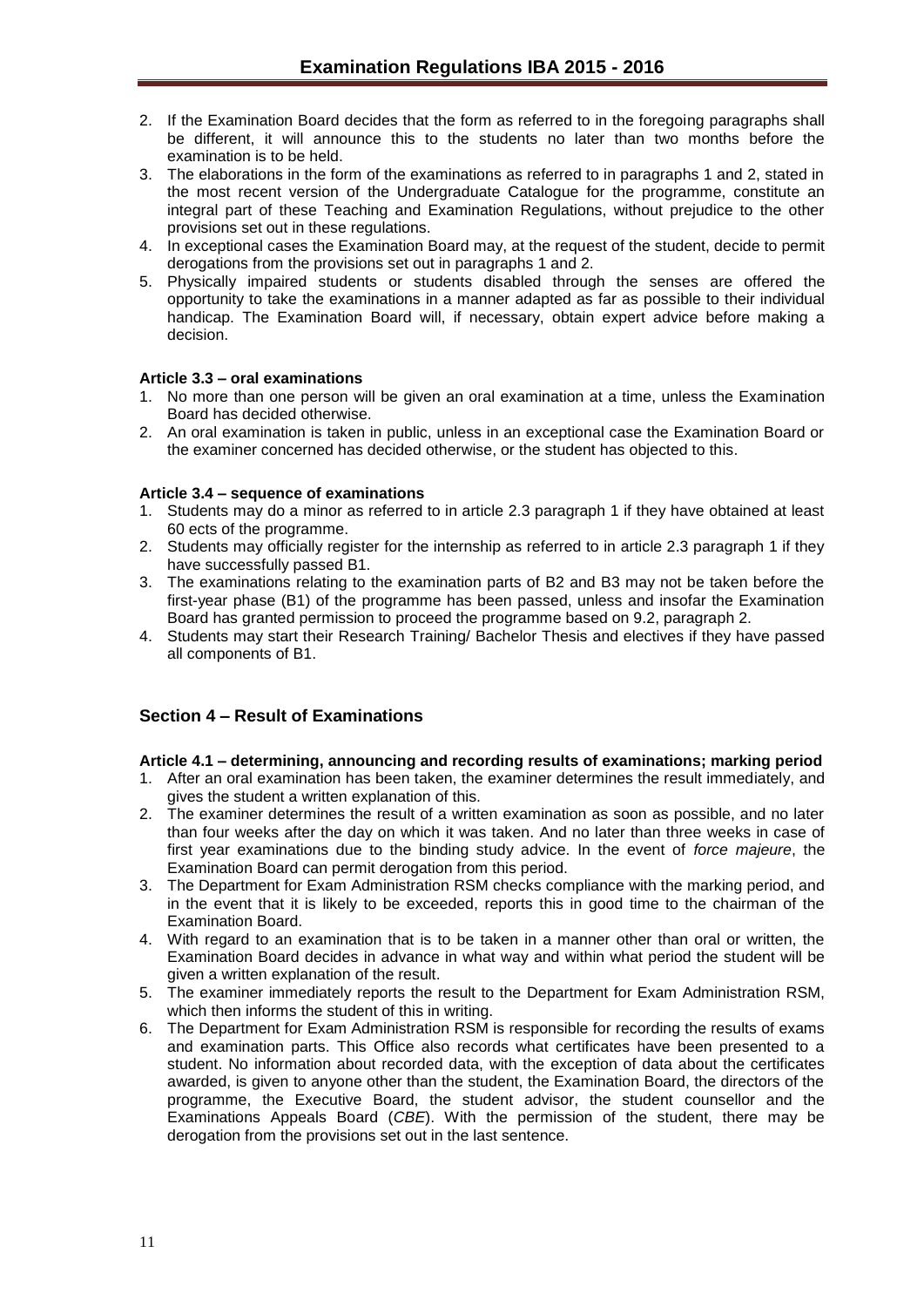2. If the Examination Board decides that the form as referred to in the foregoing paragraphs shall be different, it will announce this to the students no later than two months before the examination is to be held.
3. The elaborations in the form of the examinations as referred to in paragraphs 1 and 2, stated in the most recent version of the Undergraduate Catalogue for the programme, constitute an integral part of these Teaching and Examination Regulations, without prejudice to the other provisions set out in these regulations.
4. In exceptional cases the Examination Board may, at the request of the student, decide to permit derogations from the provisions set out in paragraphs 1 and 2.
5. Physically impaired students or students disabled through the senses are offered the opportunity to take the examinations in a manner adapted as far as possible to their individual handicap. The Examination Board will, if necessary, obtain expert advice before making a decision.

**Article 3.3 – oral examinations**

1. No more than one person will be given an oral examination at a time, unless the Examination Board has decided otherwise.
2. An oral examination is taken in public, unless in an exceptional case the Examination Board or the examiner concerned has decided otherwise, or the student has objected to this.

**Article 3.4 – sequence of examinations**

1. Students may do a minor as referred to in article 2.3 paragraph 1 if they have obtained at least 60 ects of the programme.
2. Students may officially register for the internship as referred to in article 2.3 paragraph 1 if they have successfully passed B1.
3. The examinations relating to the examination parts of B2 and B3 may not be taken before the first-year phase (B1) of the programme has been passed, unless and insofar the Examination Board has granted permission to proceed the programme based on 9.2, paragraph 2.
4. Students may start their Research Training/ Bachelor Thesis and electives if they have passed all components of B1.

## Section 4 – Result of Examinations

**Article 4.1 – determining, announcing and recording results of examinations; marking period**

1. After an oral examination has been taken, the examiner determines the result immediately, and gives the student a written explanation of this.
2. The examiner determines the result of a written examination as soon as possible, and no later than four weeks after the day on which it was taken. And no later than three weeks in case of first year examinations due to the binding study advice. In the event of *force majeure*, the Examination Board can permit derogation from this period.
3. The Department for Exam Administration RSM checks compliance with the marking period, and in the event that it is likely to be exceeded, reports this in good time to the chairman of the Examination Board.
4. With regard to an examination that is to be taken in a manner other than oral or written, the Examination Board decides in advance in what way and within what period the student will be given a written explanation of the result.
5. The examiner immediately reports the result to the Department for Exam Administration RSM, which then informs the student of this in writing.
6. The Department for Exam Administration RSM is responsible for recording the results of exams and examination parts. This Office also records what certificates have been presented to a student. No information about recorded data, with the exception of data about the certificates awarded, is given to anyone other than the student, the Examination Board, the directors of the programme, the Executive Board, the student advisor, the student counsellor and the Examinations Appeals Board (*CBE*). With the permission of the student, there may be derogation from the provisions set out in the last sentence.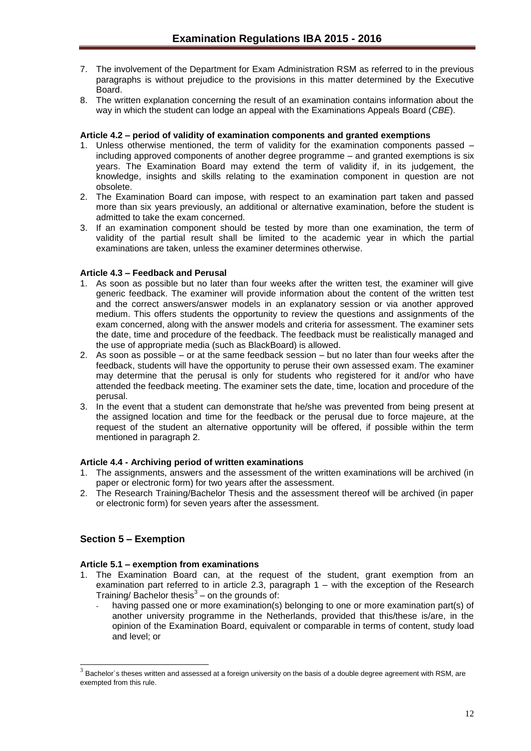7. The involvement of the Department for Exam Administration RSM as referred to in the previous paragraphs is without prejudice to the provisions in this matter determined by the Executive Board.
8. The written explanation concerning the result of an examination contains information about the way in which the student can lodge an appeal with the Examinations Appeals Board (*CBE*).

**Article 4.2 – period of validity of examination components and granted exemptions**

1. Unless otherwise mentioned, the term of validity for the examination components passed – including approved components of another degree programme – and granted exemptions is six years. The Examination Board may extend the term of validity if, in its judgement, the knowledge, insights and skills relating to the examination component in question are not obsolete.
2. The Examination Board can impose, with respect to an examination part taken and passed more than six years previously, an additional or alternative examination, before the student is admitted to take the exam concerned.
3. If an examination component should be tested by more than one examination, the term of validity of the partial result shall be limited to the academic year in which the partial examinations are taken, unless the examiner determines otherwise.

**Article 4.3 – Feedback and Perusal**

1. As soon as possible but no later than four weeks after the written test, the examiner will give generic feedback. The examiner will provide information about the content of the written test and the correct answers/answer models in an explanatory session or via another approved medium. This offers students the opportunity to review the questions and assignments of the exam concerned, along with the answer models and criteria for assessment. The examiner sets the date, time and procedure of the feedback. The feedback must be realistically managed and the use of appropriate media (such as BlackBoard) is allowed.
2. As soon as possible – or at the same feedback session – but no later than four weeks after the feedback, students will have the opportunity to peruse their own assessed exam. The examiner may determine that the perusal is only for students who registered for it and/or who have attended the feedback meeting. The examiner sets the date, time, location and procedure of the perusal.
3. In the event that a student can demonstrate that he/she was prevented from being present at the assigned location and time for the feedback or the perusal due to force majeure, at the request of the student an alternative opportunity will be offered, if possible within the term mentioned in paragraph 2.

**Article 4.4 - Archiving period of written examinations**

1. The assignments, answers and the assessment of the written examinations will be archived (in paper or electronic form) for two years after the assessment.
2. The Research Training/Bachelor Thesis and the assessment thereof will be archived (in paper or electronic form) for seven years after the assessment.

## Section 5 – Exemption

**Article 5.1 – exemption from examinations**

1. The Examination Board can, at the request of the student, grant exemption from an examination part referred to in article 2.3, paragraph 1 – with the exception of the Research Training/ Bachelor thesis[3] – on the grounds of:
   - having passed one or more examination(s) belonging to one or more examination part(s) of another university programme in the Netherlands, provided that this/these is/are, in the opinion of the Examination Board, equivalent or comparable in terms of content, study load and level; or

[3] Bachelor´s theses written and assessed at a foreign university on the basis of a double degree agreement with RSM, are exempted from this rule.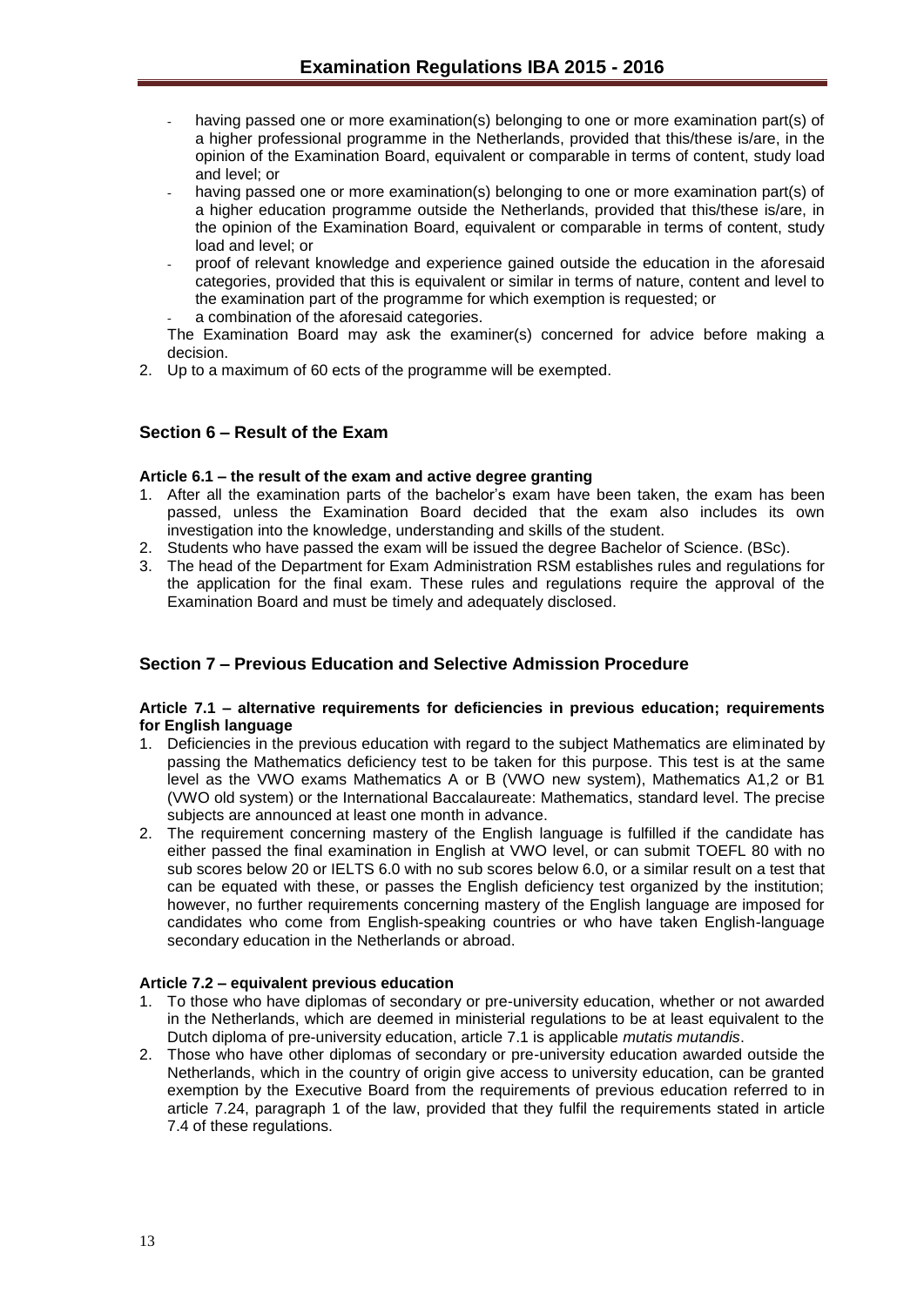- having passed one or more examination(s) belonging to one or more examination part(s) of a higher professional programme in the Netherlands, provided that this/these is/are, in the opinion of the Examination Board, equivalent or comparable in terms of content, study load and level; or
- having passed one or more examination(s) belonging to one or more examination part(s) of a higher education programme outside the Netherlands, provided that this/these is/are, in the opinion of the Examination Board, equivalent or comparable in terms of content, study load and level; or
- proof of relevant knowledge and experience gained outside the education in the aforesaid categories, provided that this is equivalent or similar in terms of nature, content and level to the examination part of the programme for which exemption is requested; or
- a combination of the aforesaid categories.

The Examination Board may ask the examiner(s) concerned for advice before making a decision.

2. Up to a maximum of 60 ects of the programme will be exempted.

## Section 6 – Result of the Exam

### Article 6.1 – the result of the exam and active degree granting

1. After all the examination parts of the bachelor's exam have been taken, the exam has been passed, unless the Examination Board decided that the exam also includes its own investigation into the knowledge, understanding and skills of the student.
2. Students who have passed the exam will be issued the degree Bachelor of Science. (BSc).
3. The head of the Department for Exam Administration RSM establishes rules and regulations for the application for the final exam. These rules and regulations require the approval of the Examination Board and must be timely and adequately disclosed.

## Section 7 – Previous Education and Selective Admission Procedure

### Article 7.1 – alternative requirements for deficiencies in previous education; requirements for English language

1. Deficiencies in the previous education with regard to the subject Mathematics are eliminated by passing the Mathematics deficiency test to be taken for this purpose. This test is at the same level as the VWO exams Mathematics A or B (VWO new system), Mathematics A1,2 or B1 (VWO old system) or the International Baccalaureate: Mathematics, standard level. The precise subjects are announced at least one month in advance.
2. The requirement concerning mastery of the English language is fulfilled if the candidate has either passed the final examination in English at VWO level, or can submit TOEFL 80 with no sub scores below 20 or IELTS 6.0 with no sub scores below 6.0, or a similar result on a test that can be equated with these, or passes the English deficiency test organized by the institution; however, no further requirements concerning mastery of the English language are imposed for candidates who come from English-speaking countries or who have taken English-language secondary education in the Netherlands or abroad.

### Article 7.2 – equivalent previous education

1. To those who have diplomas of secondary or pre-university education, whether or not awarded in the Netherlands, which are deemed in ministerial regulations to be at least equivalent to the Dutch diploma of pre-university education, article 7.1 is applicable *mutatis mutandis*.
2. Those who have other diplomas of secondary or pre-university education awarded outside the Netherlands, which in the country of origin give access to university education, can be granted exemption by the Executive Board from the requirements of previous education referred to in article 7.24, paragraph 1 of the law, provided that they fulfil the requirements stated in article 7.4 of these regulations.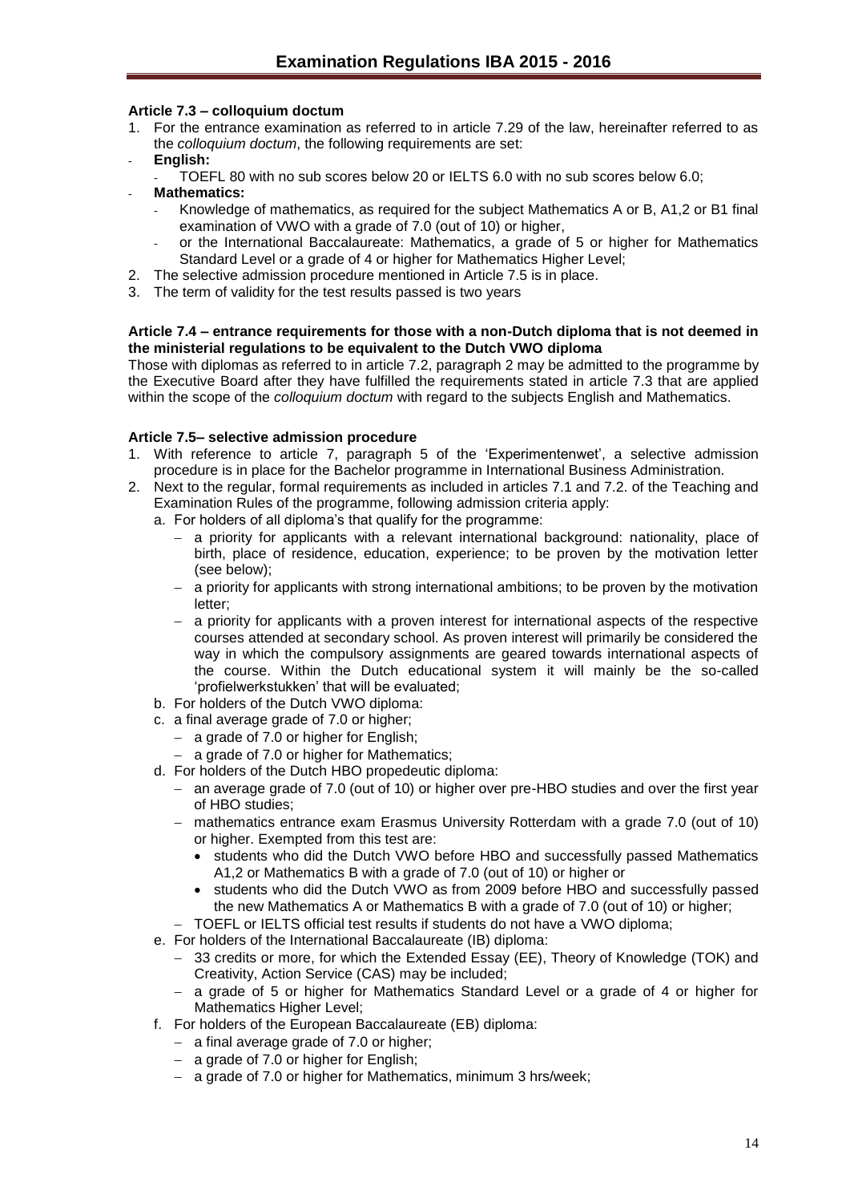### Article 7.3 – colloquium doctum

1. For the entrance examination as referred to in article 7.29 of the law, hereinafter referred to as the *colloquium doctum*, the following requirements are set:
   - **English:**
     - TOEFL 80 with no sub scores below 20 or IELTS 6.0 with no sub scores below 6.0;
   - **Mathematics:**
     - Knowledge of mathematics, as required for the subject Mathematics A or B, A1,2 or B1 final examination of VWO with a grade of 7.0 (out of 10) or higher,
     - or the International Baccalaureate: Mathematics, a grade of 5 or higher for Mathematics Standard Level or a grade of 4 or higher for Mathematics Higher Level;
2. The selective admission procedure mentioned in Article 7.5 is in place.
3. The term of validity for the test results passed is two years

### Article 7.4 – entrance requirements for those with a non-Dutch diploma that is not deemed in the ministerial regulations to be equivalent to the Dutch VWO diploma

Those with diplomas as referred to in article 7.2, paragraph 2 may be admitted to the programme by the Executive Board after they have fulfilled the requirements stated in article 7.3 that are applied within the scope of the *colloquium doctum* with regard to the subjects English and Mathematics.

### Article 7.5– selective admission procedure

1. With reference to article 7, paragraph 5 of the 'Experimentenwet', a selective admission procedure is in place for the Bachelor programme in International Business Administration.
2. Next to the regular, formal requirements as included in articles 7.1 and 7.2. of the Teaching and Examination Rules of the programme, following admission criteria apply:
   a. For holders of all diploma's that qualify for the programme:
      - a priority for applicants with a relevant international background: nationality, place of birth, place of residence, education, experience; to be proven by the motivation letter (see below);
      - a priority for applicants with strong international ambitions; to be proven by the motivation letter;
      - a priority for applicants with a proven interest for international aspects of the respective courses attended at secondary school. As proven interest will primarily be considered the way in which the compulsory assignments are geared towards international aspects of the course. Within the Dutch educational system it will mainly be the so-called 'profielwerkstukken' that will be evaluated;

   b. For holders of the Dutch VWO diploma:

   c. a final average grade of 7.0 or higher;
      - a grade of 7.0 or higher for English;
      - a grade of 7.0 or higher for Mathematics;

   d. For holders of the Dutch HBO propedeutic diploma:
      - an average grade of 7.0 (out of 10) or higher over pre-HBO studies and over the first year of HBO studies;
      - mathematics entrance exam Erasmus University Rotterdam with a grade 7.0 (out of 10) or higher. Exempted from this test are:
        - students who did the Dutch VWO before HBO and successfully passed Mathematics A1,2 or Mathematics B with a grade of 7.0 (out of 10) or higher or
        - students who did the Dutch VWO as from 2009 before HBO and successfully passed the new Mathematics A or Mathematics B with a grade of 7.0 (out of 10) or higher;
      - TOEFL or IELTS official test results if students do not have a VWO diploma;

   e. For holders of the International Baccalaureate (IB) diploma:
      - 33 credits or more, for which the Extended Essay (EE), Theory of Knowledge (TOK) and Creativity, Action Service (CAS) may be included;
      - a grade of 5 or higher for Mathematics Standard Level or a grade of 4 or higher for Mathematics Higher Level;

   f. For holders of the European Baccalaureate (EB) diploma:
      - a final average grade of 7.0 or higher;
      - a grade of 7.0 or higher for English;
      - a grade of 7.0 or higher for Mathematics, minimum 3 hrs/week;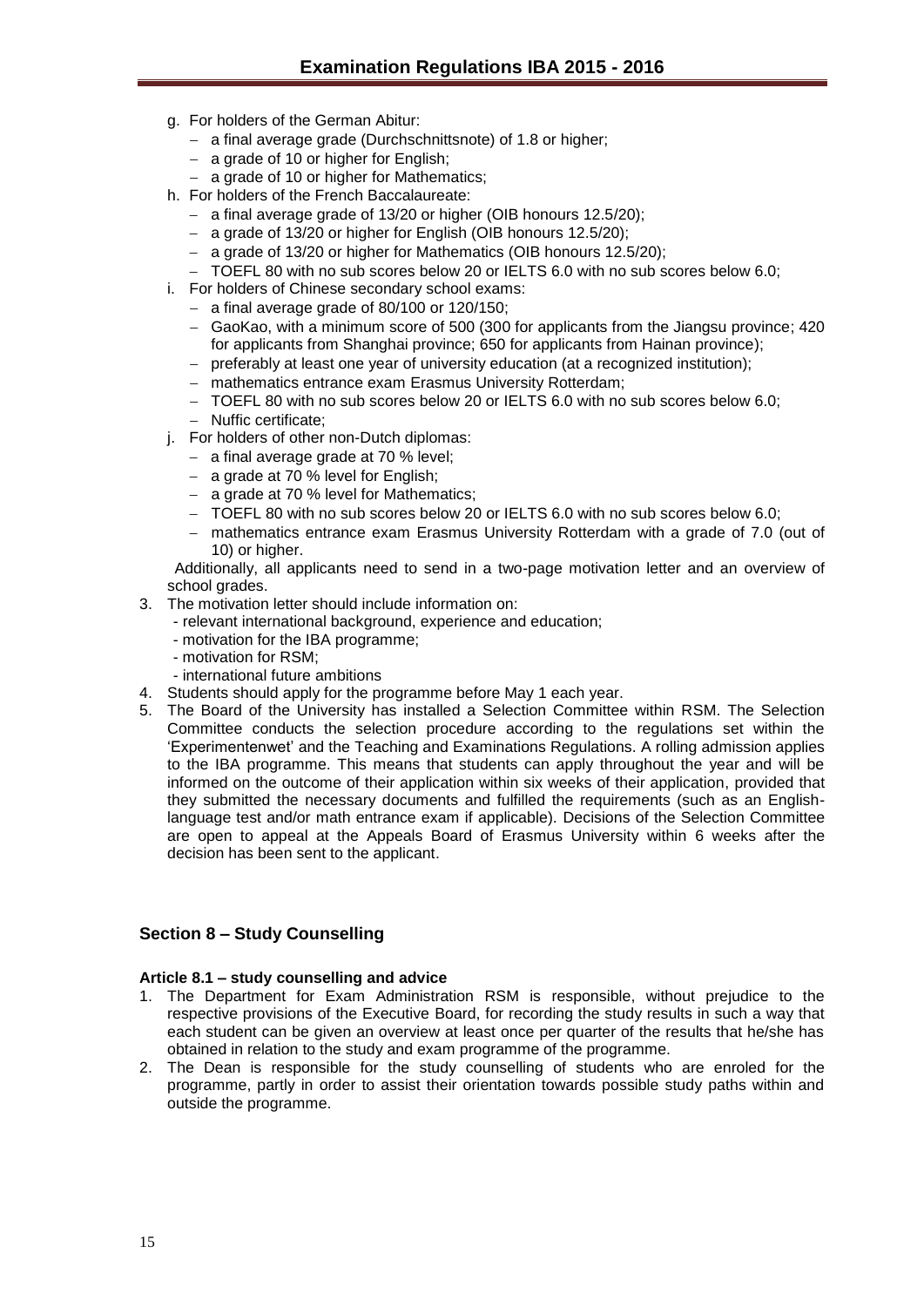g. For holders of the German Abitur:
   - a final average grade (Durchschnittsnote) of 1.8 or higher;
   - a grade of 10 or higher for English;
   - a grade of 10 or higher for Mathematics;
h. For holders of the French Baccalaureate:
   - a final average grade of 13/20 or higher (OIB honours 12.5/20);
   - a grade of 13/20 or higher for English (OIB honours 12.5/20);
   - a grade of 13/20 or higher for Mathematics (OIB honours 12.5/20);
   - TOEFL 80 with no sub scores below 20 or IELTS 6.0 with no sub scores below 6.0;
i. For holders of Chinese secondary school exams:
   - a final average grade of 80/100 or 120/150;
   - GaoKao, with a minimum score of 500 (300 for applicants from the Jiangsu province; 420 for applicants from Shanghai province; 650 for applicants from Hainan province);
   - preferably at least one year of university education (at a recognized institution);
   - mathematics entrance exam Erasmus University Rotterdam;
   - TOEFL 80 with no sub scores below 20 or IELTS 6.0 with no sub scores below 6.0;
   - Nuffic certificate;
j. For holders of other non-Dutch diplomas:
   - a final average grade at 70 % level;
   - a grade at 70 % level for English;
   - a grade at 70 % level for Mathematics;
   - TOEFL 80 with no sub scores below 20 or IELTS 6.0 with no sub scores below 6.0;
   - mathematics entrance exam Erasmus University Rotterdam with a grade of 7.0 (out of 10) or higher.

Additionally, all applicants need to send in a two-page motivation letter and an overview of school grades.

3. The motivation letter should include information on:
   - relevant international background, experience and education;
   - motivation for the IBA programme;
   - motivation for RSM;
   - international future ambitions
4. Students should apply for the programme before May 1 each year.
5. The Board of the University has installed a Selection Committee within RSM. The Selection Committee conducts the selection procedure according to the regulations set within the 'Experimentenwet' and the Teaching and Examinations Regulations. A rolling admission applies to the IBA programme. This means that students can apply throughout the year and will be informed on the outcome of their application within six weeks of their application, provided that they submitted the necessary documents and fulfilled the requirements (such as an English-language test and/or math entrance exam if applicable). Decisions of the Selection Committee are open to appeal at the Appeals Board of Erasmus University within 6 weeks after the decision has been sent to the applicant.

## Section 8 – Study Counselling

### Article 8.1 – study counselling and advice

1. The Department for Exam Administration RSM is responsible, without prejudice to the respective provisions of the Executive Board, for recording the study results in such a way that each student can be given an overview at least once per quarter of the results that he/she has obtained in relation to the study and exam programme of the programme.
2. The Dean is responsible for the study counselling of students who are enroled for the programme, partly in order to assist their orientation towards possible study paths within and outside the programme.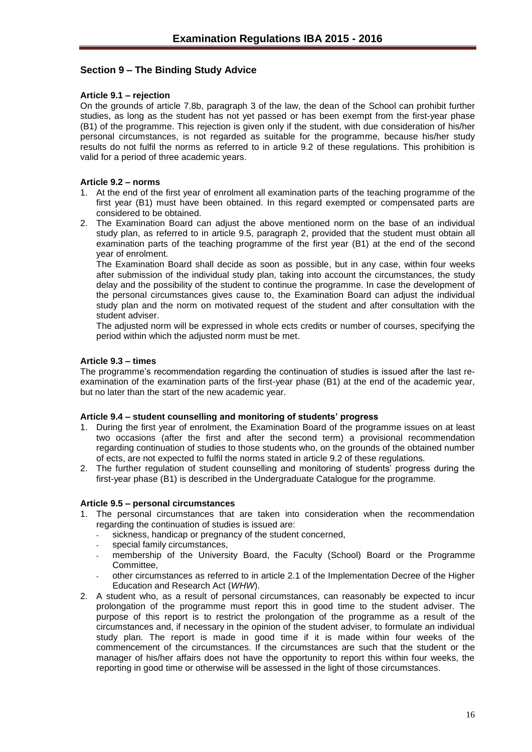## Section 9 – The Binding Study Advice

### Article 9.1 – rejection

On the grounds of article 7.8b, paragraph 3 of the law, the dean of the School can prohibit further studies, as long as the student has not yet passed or has been exempt from the first-year phase (B1) of the programme. This rejection is given only if the student, with due consideration of his/her personal circumstances, is not regarded as suitable for the programme, because his/her study results do not fulfil the norms as referred to in article 9.2 of these regulations. This prohibition is valid for a period of three academic years.

### Article 9.2 – norms

1. At the end of the first year of enrolment all examination parts of the teaching programme of the first year (B1) must have been obtained. In this regard exempted or compensated parts are considered to be obtained.
2. The Examination Board can adjust the above mentioned norm on the base of an individual study plan, as referred to in article 9.5, paragraph 2, provided that the student must obtain all examination parts of the teaching programme of the first year (B1) at the end of the second year of enrolment.

   The Examination Board shall decide as soon as possible, but in any case, within four weeks after submission of the individual study plan, taking into account the circumstances, the study delay and the possibility of the student to continue the programme. In case the development of the personal circumstances gives cause to, the Examination Board can adjust the individual study plan and the norm on motivated request of the student and after consultation with the student adviser.

   The adjusted norm will be expressed in whole ects credits or number of courses, specifying the period within which the adjusted norm must be met.

### Article 9.3 – times

The programme's recommendation regarding the continuation of studies is issued after the last re-examination of the examination parts of the first-year phase (B1) at the end of the academic year, but no later than the start of the new academic year.

### Article 9.4 – student counselling and monitoring of students' progress

1. During the first year of enrolment, the Examination Board of the programme issues on at least two occasions (after the first and after the second term) a provisional recommendation regarding continuation of studies to those students who, on the grounds of the obtained number of ects, are not expected to fulfil the norms stated in article 9.2 of these regulations.
2. The further regulation of student counselling and monitoring of students' progress during the first-year phase (B1) is described in the Undergraduate Catalogue for the programme.

### Article 9.5 – personal circumstances

1. The personal circumstances that are taken into consideration when the recommendation regarding the continuation of studies is issued are:
   - sickness, handicap or pregnancy of the student concerned,
   - special family circumstances,
   - membership of the University Board, the Faculty (School) Board or the Programme Committee,
   - other circumstances as referred to in article 2.1 of the Implementation Decree of the Higher Education and Research Act (*WHW*).
2. A student who, as a result of personal circumstances, can reasonably be expected to incur prolongation of the programme must report this in good time to the student adviser. The purpose of this report is to restrict the prolongation of the programme as a result of the circumstances and, if necessary in the opinion of the student adviser, to formulate an individual study plan. The report is made in good time if it is made within four weeks of the commencement of the circumstances. If the circumstances are such that the student or the manager of his/her affairs does not have the opportunity to report this within four weeks, the reporting in good time or otherwise will be assessed in the light of those circumstances.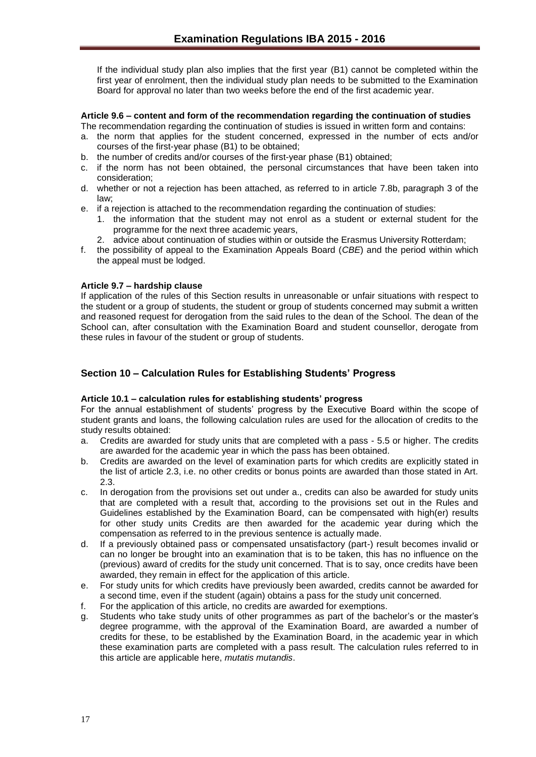If the individual study plan also implies that the first year (B1) cannot be completed within the first year of enrolment, then the individual study plan needs to be submitted to the Examination Board for approval no later than two weeks before the end of the first academic year.

**Article 9.6 – content and form of the recommendation regarding the continuation of studies**

The recommendation regarding the continuation of studies is issued in written form and contains:

a. the norm that applies for the student concerned, expressed in the number of ects and/or courses of the first-year phase (B1) to be obtained;
b. the number of credits and/or courses of the first-year phase (B1) obtained;
c. if the norm has not been obtained, the personal circumstances that have been taken into consideration;
d. whether or not a rejection has been attached, as referred to in article 7.8b, paragraph 3 of the law;
e. if a rejection is attached to the recommendation regarding the continuation of studies:
   1. the information that the student may not enrol as a student or external student for the programme for the next three academic years,
   2. advice about continuation of studies within or outside the Erasmus University Rotterdam;
f. the possibility of appeal to the Examination Appeals Board (*CBE*) and the period within which the appeal must be lodged.

**Article 9.7 – hardship clause**

If application of the rules of this Section results in unreasonable or unfair situations with respect to the student or a group of students, the student or group of students concerned may submit a written and reasoned request for derogation from the said rules to the dean of the School. The dean of the School can, after consultation with the Examination Board and student counsellor, derogate from these rules in favour of the student or group of students.

## Section 10 – Calculation Rules for Establishing Students' Progress

**Article 10.1 – calculation rules for establishing students' progress**

For the annual establishment of students' progress by the Executive Board within the scope of student grants and loans, the following calculation rules are used for the allocation of credits to the study results obtained:

a. Credits are awarded for study units that are completed with a pass - 5.5 or higher. The credits are awarded for the academic year in which the pass has been obtained.
b. Credits are awarded on the level of examination parts for which credits are explicitly stated in the list of article 2.3, i.e. no other credits or bonus points are awarded than those stated in Art. 2.3.
c. In derogation from the provisions set out under a., credits can also be awarded for study units that are completed with a result that, according to the provisions set out in the Rules and Guidelines established by the Examination Board, can be compensated with high(er) results for other study units Credits are then awarded for the academic year during which the compensation as referred to in the previous sentence is actually made.
d. If a previously obtained pass or compensated unsatisfactory (part-) result becomes invalid or can no longer be brought into an examination that is to be taken, this has no influence on the (previous) award of credits for the study unit concerned. That is to say, once credits have been awarded, they remain in effect for the application of this article.
e. For study units for which credits have previously been awarded, credits cannot be awarded for a second time, even if the student (again) obtains a pass for the study unit concerned.
f. For the application of this article, no credits are awarded for exemptions.
g. Students who take study units of other programmes as part of the bachelor's or the master's degree programme, with the approval of the Examination Board, are awarded a number of credits for these, to be established by the Examination Board, in the academic year in which these examination parts are completed with a pass result. The calculation rules referred to in this article are applicable here, *mutatis mutandis*.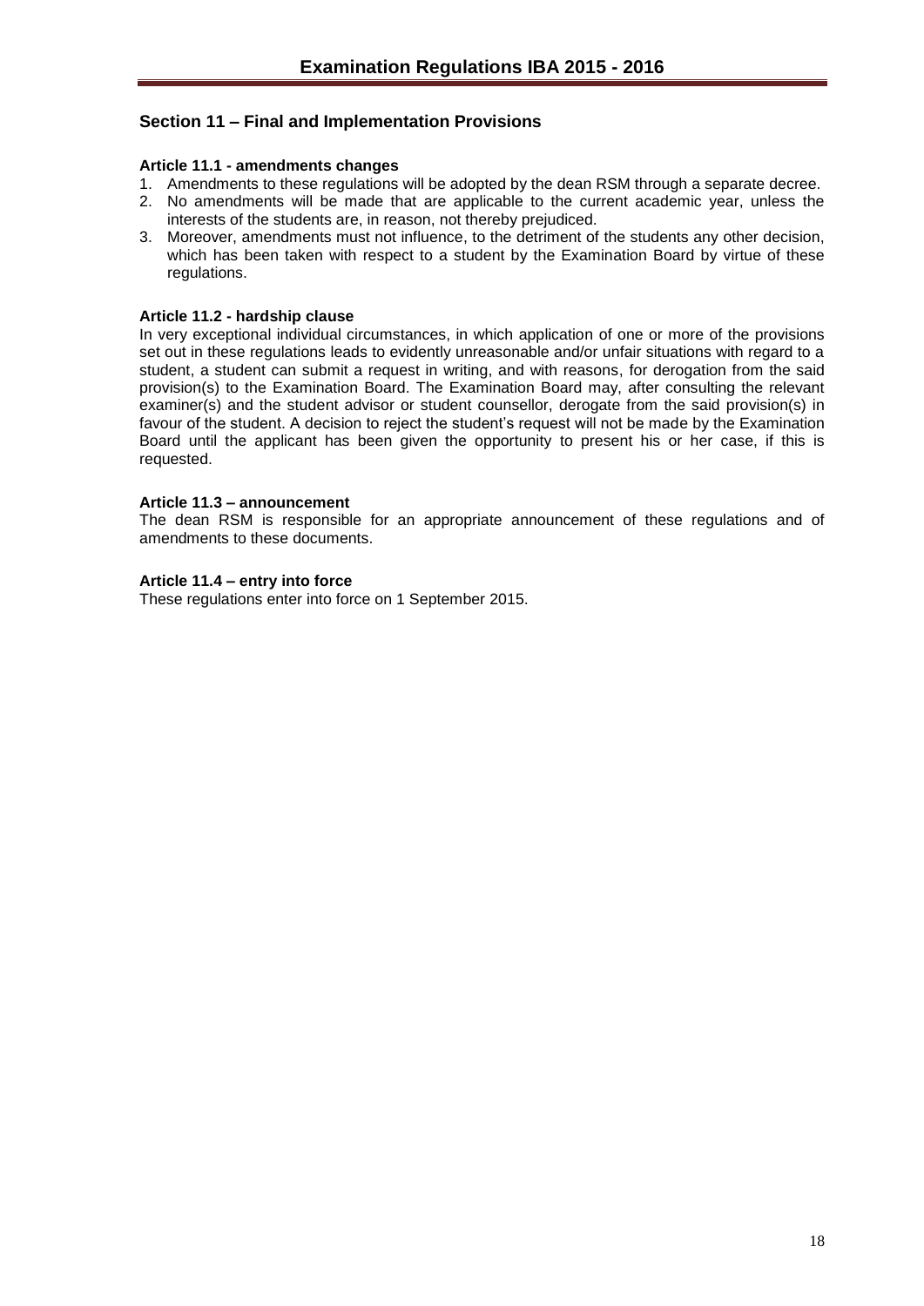## Section 11 – Final and Implementation Provisions

**Article 11.1 - amendments changes**

1. Amendments to these regulations will be adopted by the dean RSM through a separate decree.
2. No amendments will be made that are applicable to the current academic year, unless the interests of the students are, in reason, not thereby prejudiced.
3. Moreover, amendments must not influence, to the detriment of the students any other decision, which has been taken with respect to a student by the Examination Board by virtue of these regulations.

**Article 11.2 - hardship clause**

In very exceptional individual circumstances, in which application of one or more of the provisions set out in these regulations leads to evidently unreasonable and/or unfair situations with regard to a student, a student can submit a request in writing, and with reasons, for derogation from the said provision(s) to the Examination Board. The Examination Board may, after consulting the relevant examiner(s) and the student advisor or student counsellor, derogate from the said provision(s) in favour of the student. A decision to reject the student's request will not be made by the Examination Board until the applicant has been given the opportunity to present his or her case, if this is requested.

**Article 11.3 – announcement**

The dean RSM is responsible for an appropriate announcement of these regulations and of amendments to these documents.

**Article 11.4 – entry into force**

These regulations enter into force on 1 September 2015.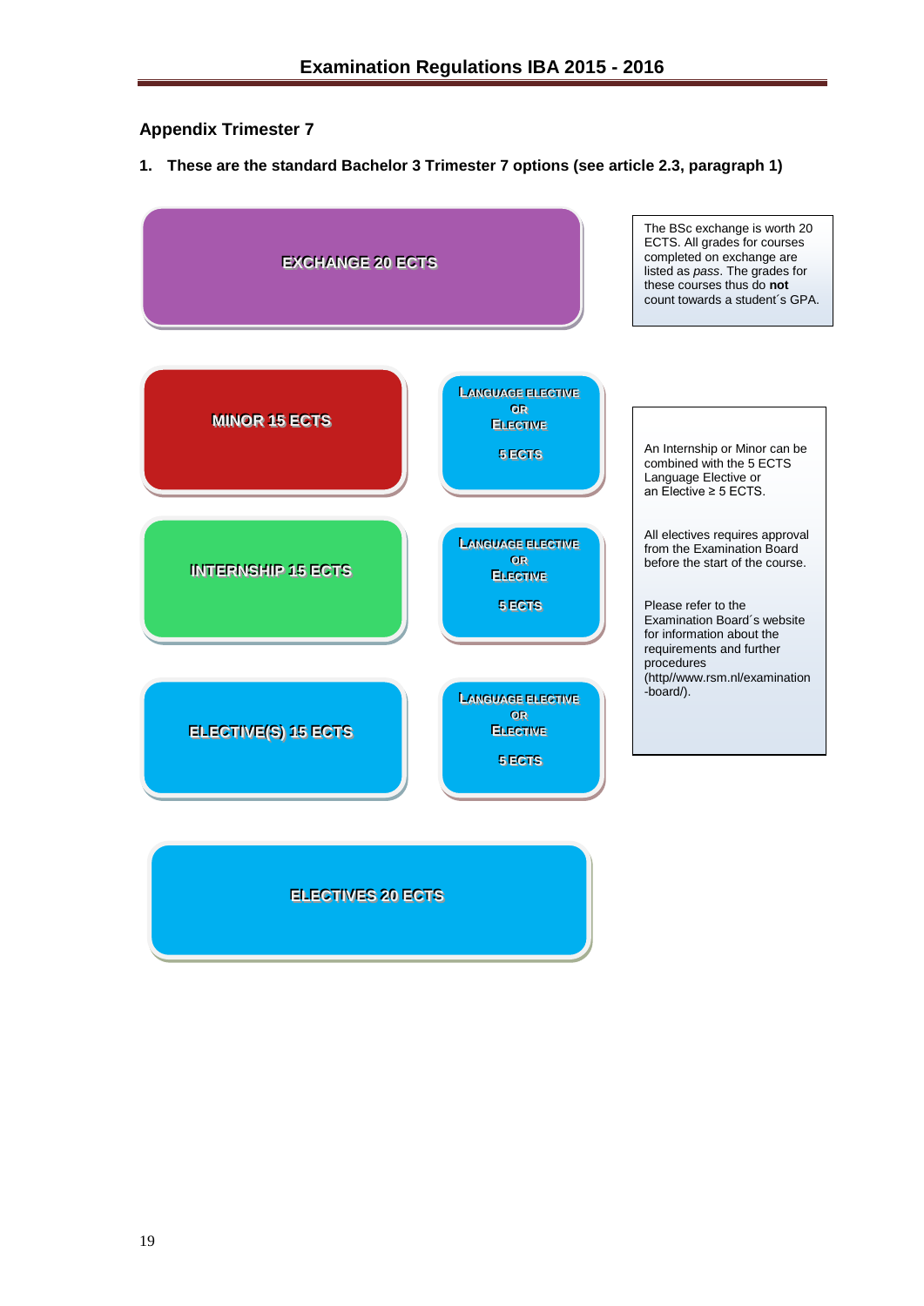## Appendix Trimester 7

**1. These are the standard Bachelor 3 Trimester 7 options (see article 2.3, paragraph 1)**

EXCHANGE 20 ECTS

The BSc exchange is worth 20 ECTS. All grades for courses completed on exchange are listed as *pass*. The grades for these courses thus do **not** count towards a student´s GPA.

MINOR 15 ECTS

LANGUAGE ELECTIVE OR ELECTIVE

5 ECTS

INTERNSHIP 15 ECTS

LANGUAGE ELECTIVE OR ELECTIVE

5 ECTS

ELECTIVE(S) 15 ECTS

LANGUAGE ELECTIVE OR ELECTIVE

5 ECTS

An Internship or Minor can be combined with the 5 ECTS Language Elective or an Elective ≥ 5 ECTS.

All electives requires approval from the Examination Board before the start of the course.

Please refer to the Examination Board´s website for information about the requirements and further procedures (http//www.rsm.nl/examination-board/).

ELECTIVES 20 ECTS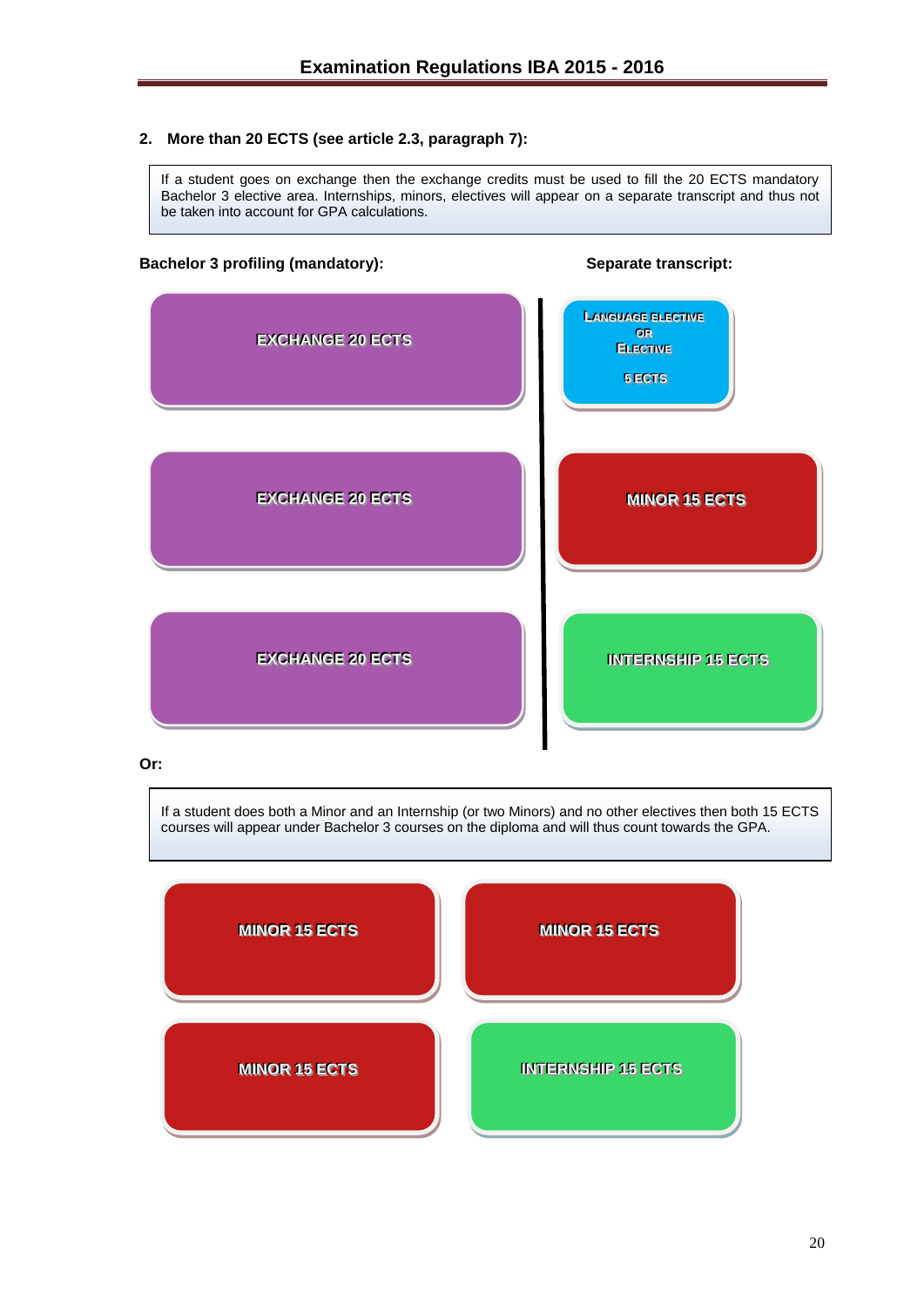**2. More than 20 ECTS (see article 2.3, paragraph 7):**

If a student goes on exchange then the exchange credits must be used to fill the 20 ECTS mandatory Bachelor 3 elective area. Internships, minors, electives will appear on a separate transcript and thus not be taken into account for GPA calculations.

| Bachelor 3 profiling (mandatory): | Separate transcript: |
|---|---|
| EXCHANGE 20 ECTS | LANGUAGE ELECTIVE OR ELECTIVE 5 ECTS |
| EXCHANGE 20 ECTS | MINOR 15 ECTS |
| EXCHANGE 20 ECTS | INTERNSHIP 15 ECTS |

**Or:**

If a student does both a Minor and an Internship (or two Minors) and no other electives then both 15 ECTS courses will appear under Bachelor 3 courses on the diploma and will thus count towards the GPA.

| | |
|---|---|
| MINOR 15 ECTS | MINOR 15 ECTS |
| MINOR 15 ECTS | INTERNSHIP 15 ECTS |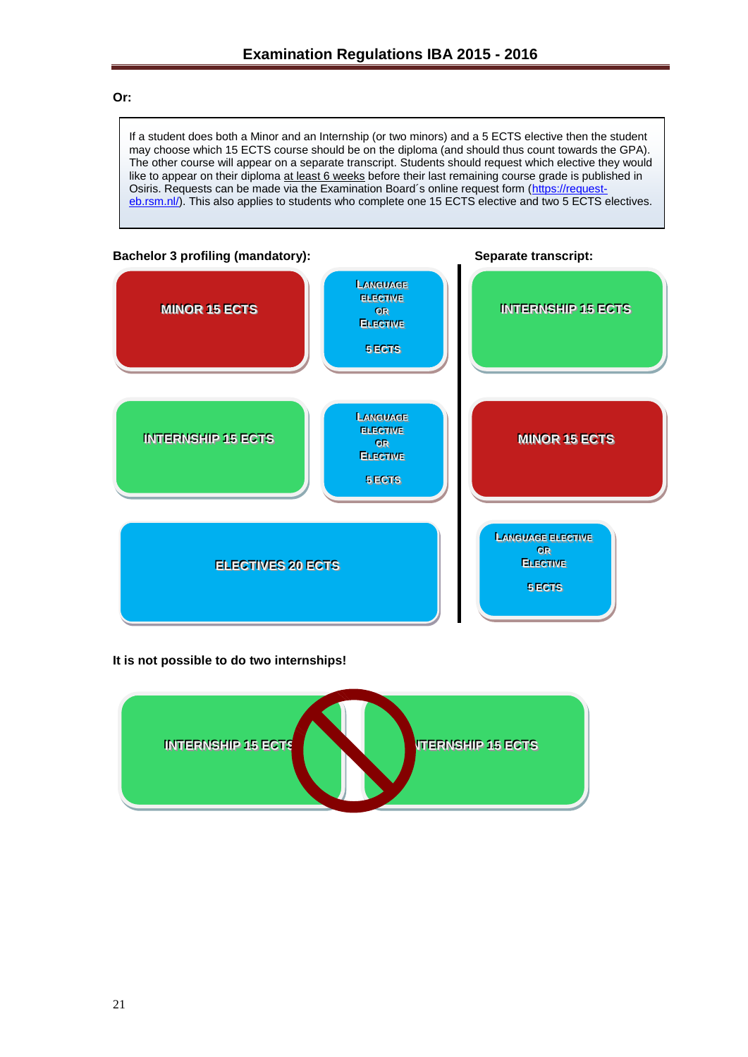**Or:**

> If a student does both a Minor and an Internship (or two minors) and a 5 ECTS elective then the student may choose which 15 ECTS course should be on the diploma (and should thus count towards the GPA). The other course will appear on a separate transcript. Students should request which elective they would like to appear on their diploma at least 6 weeks before their last remaining course grade is published in Osiris. Requests can be made via the Examination Board´s online request form (https://request-eb.rsm.nl/). This also applies to students who complete one 15 ECTS elective and two 5 ECTS electives.

| Bachelor 3 profiling (mandatory): | | Separate transcript: |
|---|---|---|
| MINOR 15 ECTS | LANGUAGE ELECTIVE OR ELECTIVE 5 ECTS | INTERNSHIP 15 ECTS |
| INTERNSHIP 15 ECTS | LANGUAGE ELECTIVE OR ELECTIVE 5 ECTS | MINOR 15 ECTS |
| ELECTIVES 20 ECTS | | LANGUAGE ELECTIVE OR ELECTIVE 5 ECTS |

**It is not possible to do two internships!**

INTERNSHIP 15 ECTS | INTERNSHIP 15 ECTS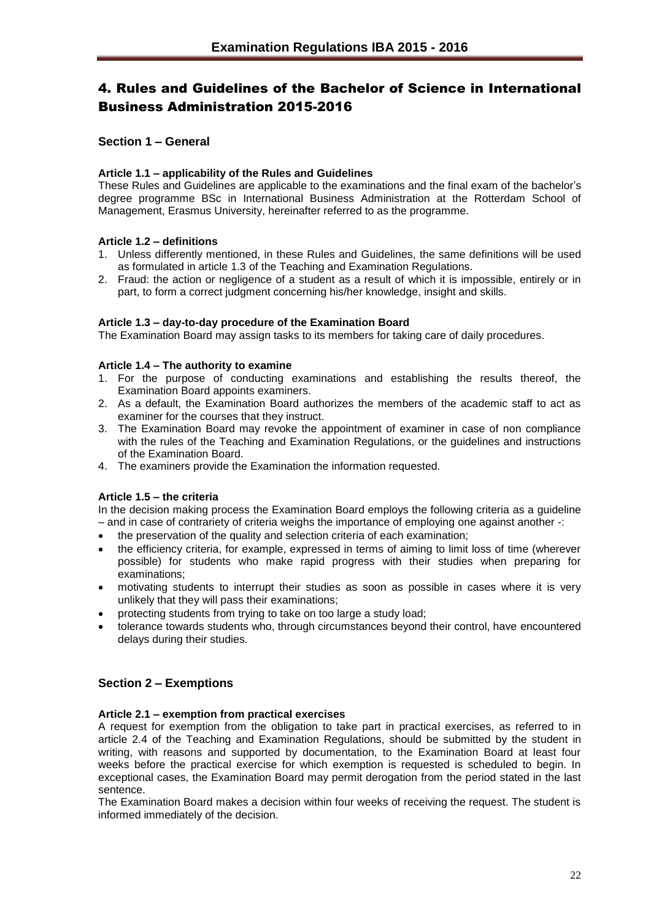# 4. Rules and Guidelines of the Bachelor of Science in International Business Administration 2015-2016

## Section 1 – General

### Article 1.1 – applicability of the Rules and Guidelines

These Rules and Guidelines are applicable to the examinations and the final exam of the bachelor's degree programme BSc in International Business Administration at the Rotterdam School of Management, Erasmus University, hereinafter referred to as the programme.

### Article 1.2 – definitions

1. Unless differently mentioned, in these Rules and Guidelines, the same definitions will be used as formulated in article 1.3 of the Teaching and Examination Regulations.
2. Fraud: the action or negligence of a student as a result of which it is impossible, entirely or in part, to form a correct judgment concerning his/her knowledge, insight and skills.

### Article 1.3 – day-to-day procedure of the Examination Board

The Examination Board may assign tasks to its members for taking care of daily procedures.

### Article 1.4 – The authority to examine

1. For the purpose of conducting examinations and establishing the results thereof, the Examination Board appoints examiners.
2. As a default, the Examination Board authorizes the members of the academic staff to act as examiner for the courses that they instruct.
3. The Examination Board may revoke the appointment of examiner in case of non compliance with the rules of the Teaching and Examination Regulations, or the guidelines and instructions of the Examination Board.
4. The examiners provide the Examination the information requested.

### Article 1.5 – the criteria

In the decision making process the Examination Board employs the following criteria as a guideline – and in case of contrariety of criteria weighs the importance of employing one against another -:

- the preservation of the quality and selection criteria of each examination;
- the efficiency criteria, for example, expressed in terms of aiming to limit loss of time (wherever possible) for students who make rapid progress with their studies when preparing for examinations;
- motivating students to interrupt their studies as soon as possible in cases where it is very unlikely that they will pass their examinations;
- protecting students from trying to take on too large a study load;
- tolerance towards students who, through circumstances beyond their control, have encountered delays during their studies.

## Section 2 – Exemptions

### Article 2.1 – exemption from practical exercises

A request for exemption from the obligation to take part in practical exercises, as referred to in article 2.4 of the Teaching and Examination Regulations, should be submitted by the student in writing, with reasons and supported by documentation, to the Examination Board at least four weeks before the practical exercise for which exemption is requested is scheduled to begin. In exceptional cases, the Examination Board may permit derogation from the period stated in the last sentence.

The Examination Board makes a decision within four weeks of receiving the request. The student is informed immediately of the decision.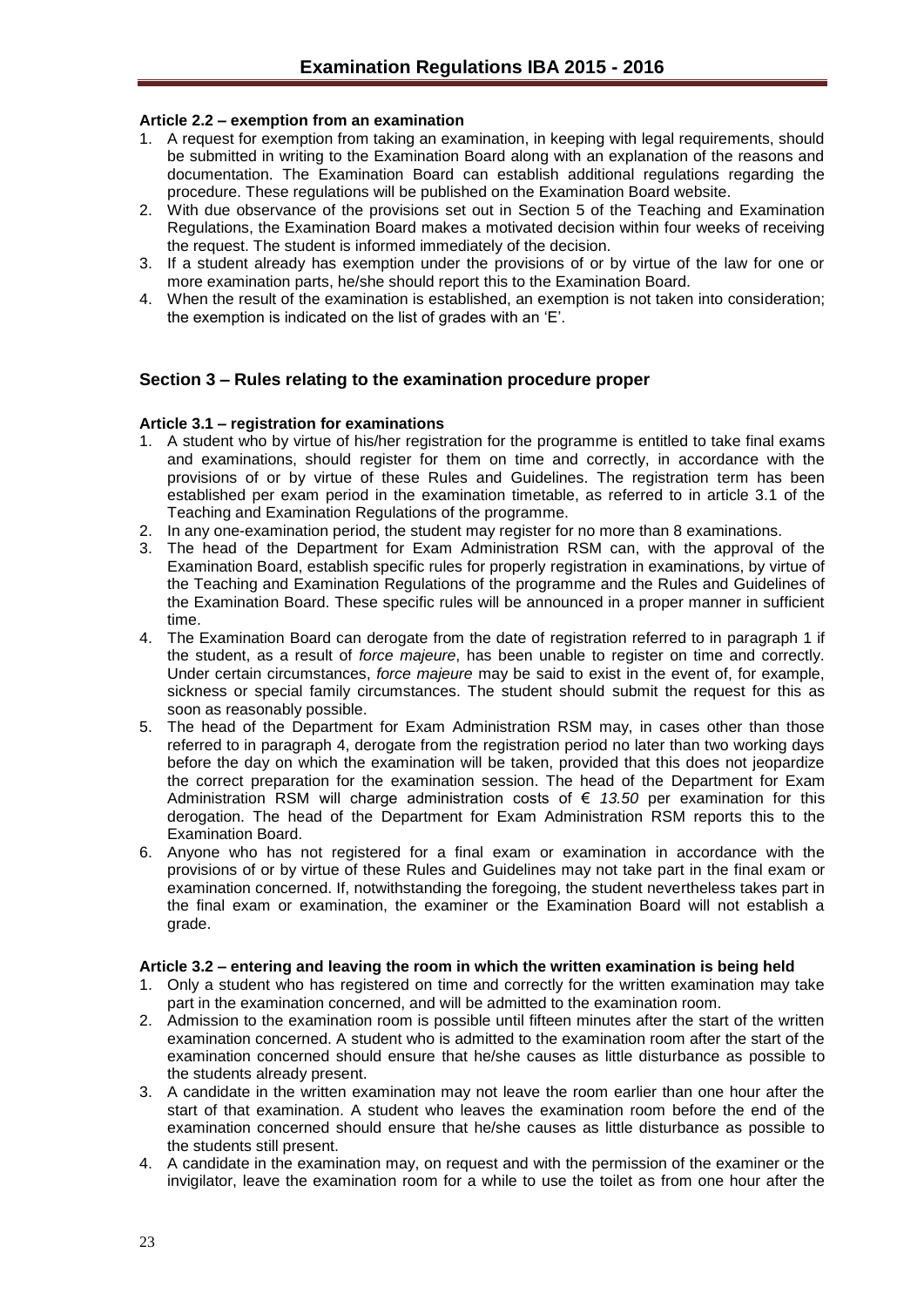#### Article 2.2 – exemption from an examination

1. A request for exemption from taking an examination, in keeping with legal requirements, should be submitted in writing to the Examination Board along with an explanation of the reasons and documentation. The Examination Board can establish additional regulations regarding the procedure. These regulations will be published on the Examination Board website.
2. With due observance of the provisions set out in Section 5 of the Teaching and Examination Regulations, the Examination Board makes a motivated decision within four weeks of receiving the request. The student is informed immediately of the decision.
3. If a student already has exemption under the provisions of or by virtue of the law for one or more examination parts, he/she should report this to the Examination Board.
4. When the result of the examination is established, an exemption is not taken into consideration; the exemption is indicated on the list of grades with an 'E'.

### Section 3 – Rules relating to the examination procedure proper

#### Article 3.1 – registration for examinations

1. A student who by virtue of his/her registration for the programme is entitled to take final exams and examinations, should register for them on time and correctly, in accordance with the provisions of or by virtue of these Rules and Guidelines. The registration term has been established per exam period in the examination timetable, as referred to in article 3.1 of the Teaching and Examination Regulations of the programme.
2. In any one-examination period, the student may register for no more than 8 examinations.
3. The head of the Department for Exam Administration RSM can, with the approval of the Examination Board, establish specific rules for properly registration in examinations, by virtue of the Teaching and Examination Regulations of the programme and the Rules and Guidelines of the Examination Board. These specific rules will be announced in a proper manner in sufficient time.
4. The Examination Board can derogate from the date of registration referred to in paragraph 1 if the student, as a result of *force majeure*, has been unable to register on time and correctly. Under certain circumstances, *force majeure* may be said to exist in the event of, for example, sickness or special family circumstances. The student should submit the request for this as soon as reasonably possible.
5. The head of the Department for Exam Administration RSM may, in cases other than those referred to in paragraph 4, derogate from the registration period no later than two working days before the day on which the examination will be taken, provided that this does not jeopardize the correct preparation for the examination session. The head of the Department for Exam Administration RSM will charge administration costs of € *13.50* per examination for this derogation. The head of the Department for Exam Administration RSM reports this to the Examination Board.
6. Anyone who has not registered for a final exam or examination in accordance with the provisions of or by virtue of these Rules and Guidelines may not take part in the final exam or examination concerned. If, notwithstanding the foregoing, the student nevertheless takes part in the final exam or examination, the examiner or the Examination Board will not establish a grade.

#### Article 3.2 – entering and leaving the room in which the written examination is being held

1. Only a student who has registered on time and correctly for the written examination may take part in the examination concerned, and will be admitted to the examination room.
2. Admission to the examination room is possible until fifteen minutes after the start of the written examination concerned. A student who is admitted to the examination room after the start of the examination concerned should ensure that he/she causes as little disturbance as possible to the students already present.
3. A candidate in the written examination may not leave the room earlier than one hour after the start of that examination. A student who leaves the examination room before the end of the examination concerned should ensure that he/she causes as little disturbance as possible to the students still present.
4. A candidate in the examination may, on request and with the permission of the examiner or the invigilator, leave the examination room for a while to use the toilet as from one hour after the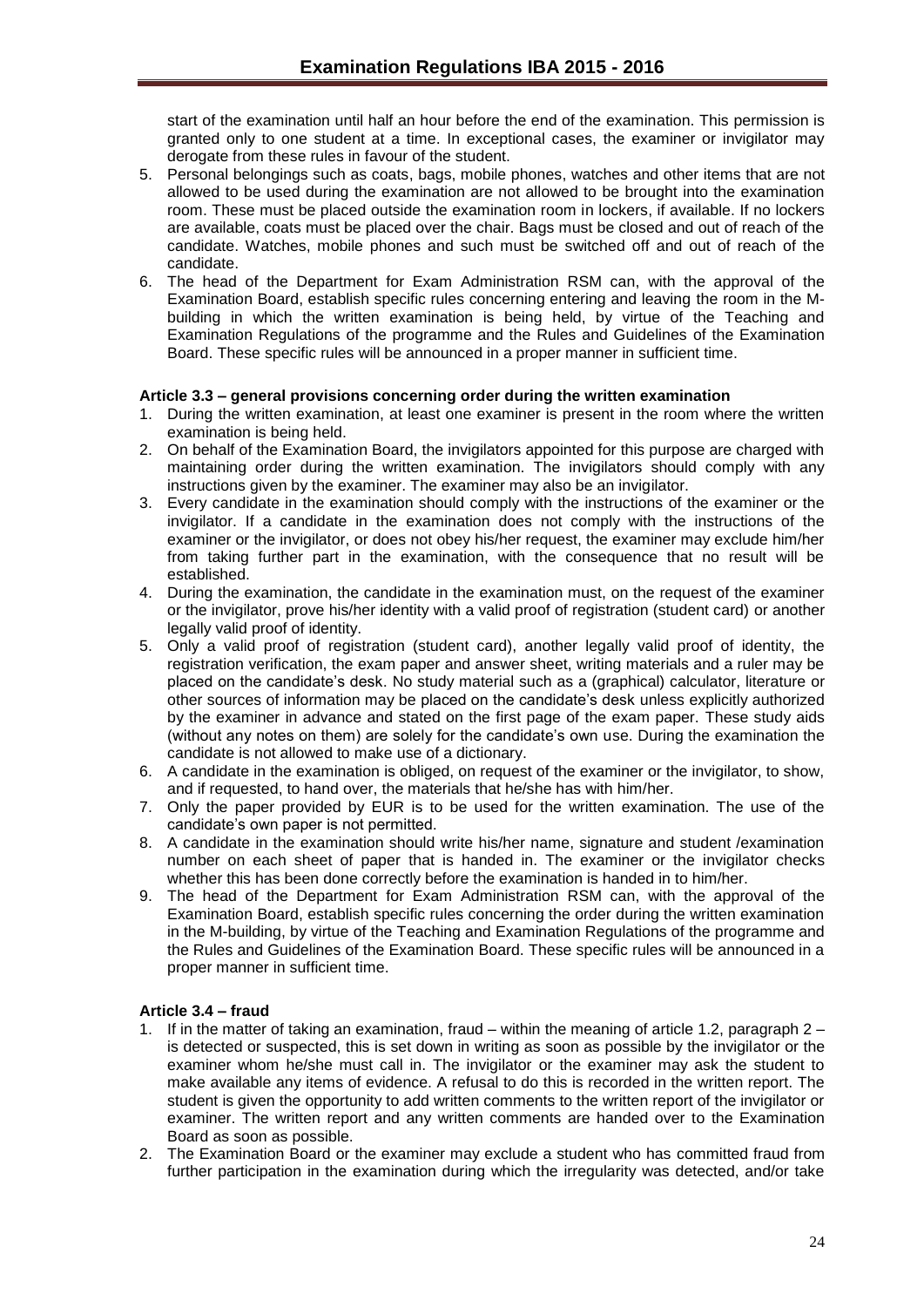start of the examination until half an hour before the end of the examination. This permission is granted only to one student at a time. In exceptional cases, the examiner or invigilator may derogate from these rules in favour of the student.

5. Personal belongings such as coats, bags, mobile phones, watches and other items that are not allowed to be used during the examination are not allowed to be brought into the examination room. These must be placed outside the examination room in lockers, if available. If no lockers are available, coats must be placed over the chair. Bags must be closed and out of reach of the candidate. Watches, mobile phones and such must be switched off and out of reach of the candidate.
6. The head of the Department for Exam Administration RSM can, with the approval of the Examination Board, establish specific rules concerning entering and leaving the room in the M-building in which the written examination is being held, by virtue of the Teaching and Examination Regulations of the programme and the Rules and Guidelines of the Examination Board. These specific rules will be announced in a proper manner in sufficient time.

**Article 3.3 – general provisions concerning order during the written examination**

1. During the written examination, at least one examiner is present in the room where the written examination is being held.
2. On behalf of the Examination Board, the invigilators appointed for this purpose are charged with maintaining order during the written examination. The invigilators should comply with any instructions given by the examiner. The examiner may also be an invigilator.
3. Every candidate in the examination should comply with the instructions of the examiner or the invigilator. If a candidate in the examination does not comply with the instructions of the examiner or the invigilator, or does not obey his/her request, the examiner may exclude him/her from taking further part in the examination, with the consequence that no result will be established.
4. During the examination, the candidate in the examination must, on the request of the examiner or the invigilator, prove his/her identity with a valid proof of registration (student card) or another legally valid proof of identity.
5. Only a valid proof of registration (student card), another legally valid proof of identity, the registration verification, the exam paper and answer sheet, writing materials and a ruler may be placed on the candidate's desk. No study material such as a (graphical) calculator, literature or other sources of information may be placed on the candidate's desk unless explicitly authorized by the examiner in advance and stated on the first page of the exam paper. These study aids (without any notes on them) are solely for the candidate's own use. During the examination the candidate is not allowed to make use of a dictionary.
6. A candidate in the examination is obliged, on request of the examiner or the invigilator, to show, and if requested, to hand over, the materials that he/she has with him/her.
7. Only the paper provided by EUR is to be used for the written examination. The use of the candidate's own paper is not permitted.
8. A candidate in the examination should write his/her name, signature and student /examination number on each sheet of paper that is handed in. The examiner or the invigilator checks whether this has been done correctly before the examination is handed in to him/her.
9. The head of the Department for Exam Administration RSM can, with the approval of the Examination Board, establish specific rules concerning the order during the written examination in the M-building, by virtue of the Teaching and Examination Regulations of the programme and the Rules and Guidelines of the Examination Board. These specific rules will be announced in a proper manner in sufficient time.

**Article 3.4 – fraud**

1. If in the matter of taking an examination, fraud – within the meaning of article 1.2, paragraph 2 – is detected or suspected, this is set down in writing as soon as possible by the invigilator or the examiner whom he/she must call in. The invigilator or the examiner may ask the student to make available any items of evidence. A refusal to do this is recorded in the written report. The student is given the opportunity to add written comments to the written report of the invigilator or examiner. The written report and any written comments are handed over to the Examination Board as soon as possible.
2. The Examination Board or the examiner may exclude a student who has committed fraud from further participation in the examination during which the irregularity was detected, and/or take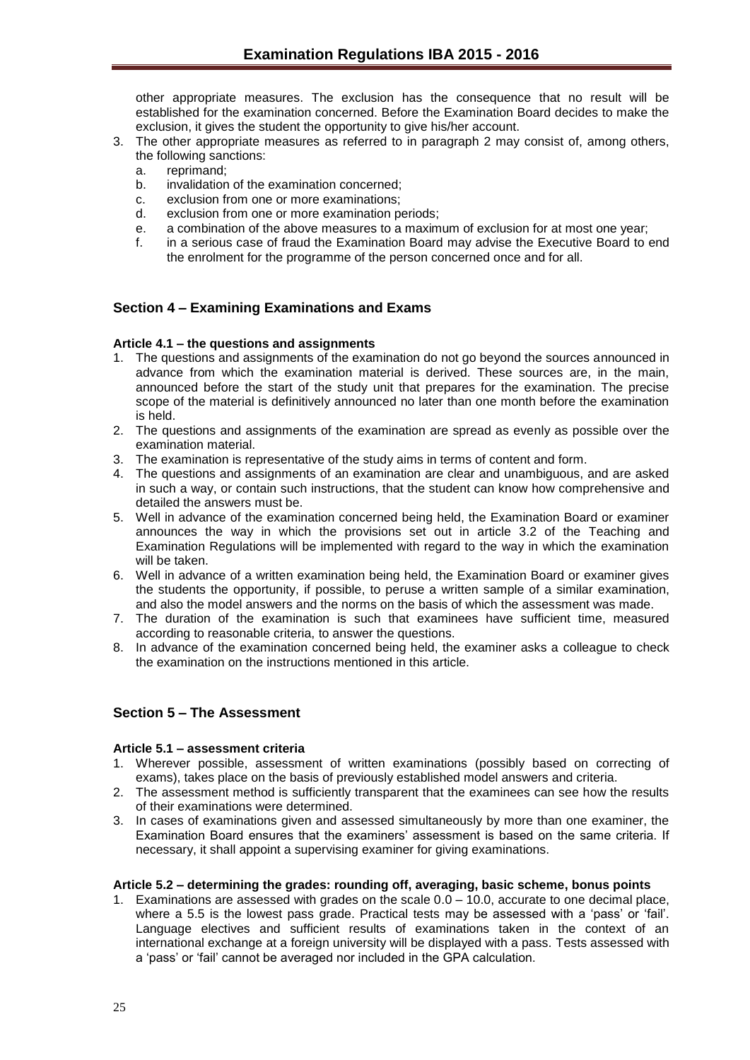other appropriate measures. The exclusion has the consequence that no result will be established for the examination concerned. Before the Examination Board decides to make the exclusion, it gives the student the opportunity to give his/her account.

3. The other appropriate measures as referred to in paragraph 2 may consist of, among others, the following sanctions:
   a. reprimand;
   b. invalidation of the examination concerned;
   c. exclusion from one or more examinations;
   d. exclusion from one or more examination periods;
   e. a combination of the above measures to a maximum of exclusion for at most one year;
   f. in a serious case of fraud the Examination Board may advise the Executive Board to end the enrolment for the programme of the person concerned once and for all.

## Section 4 – Examining Examinations and Exams

### Article 4.1 – the questions and assignments

1. The questions and assignments of the examination do not go beyond the sources announced in advance from which the examination material is derived. These sources are, in the main, announced before the start of the study unit that prepares for the examination. The precise scope of the material is definitively announced no later than one month before the examination is held.
2. The questions and assignments of the examination are spread as evenly as possible over the examination material.
3. The examination is representative of the study aims in terms of content and form.
4. The questions and assignments of an examination are clear and unambiguous, and are asked in such a way, or contain such instructions, that the student can know how comprehensive and detailed the answers must be.
5. Well in advance of the examination concerned being held, the Examination Board or examiner announces the way in which the provisions set out in article 3.2 of the Teaching and Examination Regulations will be implemented with regard to the way in which the examination will be taken.
6. Well in advance of a written examination being held, the Examination Board or examiner gives the students the opportunity, if possible, to peruse a written sample of a similar examination, and also the model answers and the norms on the basis of which the assessment was made.
7. The duration of the examination is such that examinees have sufficient time, measured according to reasonable criteria, to answer the questions.
8. In advance of the examination concerned being held, the examiner asks a colleague to check the examination on the instructions mentioned in this article.

## Section 5 – The Assessment

### Article 5.1 – assessment criteria

1. Wherever possible, assessment of written examinations (possibly based on correcting of exams), takes place on the basis of previously established model answers and criteria.
2. The assessment method is sufficiently transparent that the examinees can see how the results of their examinations were determined.
3. In cases of examinations given and assessed simultaneously by more than one examiner, the Examination Board ensures that the examiners' assessment is based on the same criteria. If necessary, it shall appoint a supervising examiner for giving examinations.

### Article 5.2 – determining the grades: rounding off, averaging, basic scheme, bonus points

1. Examinations are assessed with grades on the scale 0.0 – 10.0, accurate to one decimal place, where a 5.5 is the lowest pass grade. Practical tests may be assessed with a 'pass' or 'fail'. Language electives and sufficient results of examinations taken in the context of an international exchange at a foreign university will be displayed with a pass. Tests assessed with a 'pass' or 'fail' cannot be averaged nor included in the GPA calculation.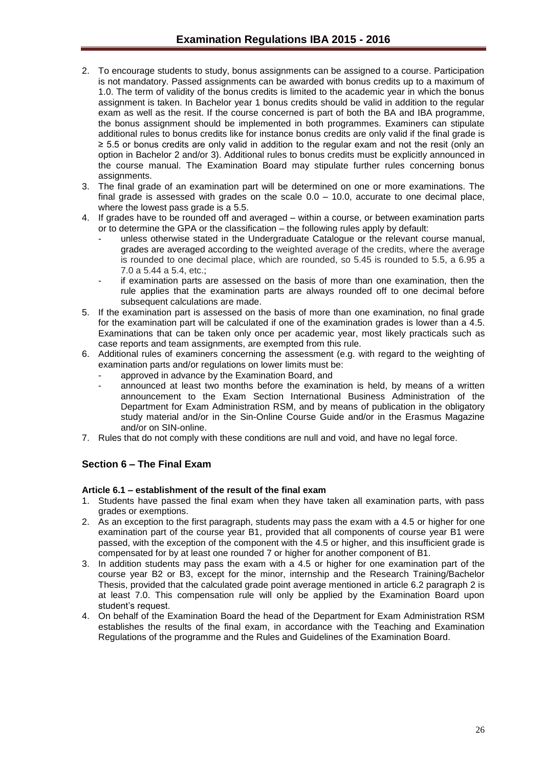2. To encourage students to study, bonus assignments can be assigned to a course. Participation is not mandatory. Passed assignments can be awarded with bonus credits up to a maximum of 1.0. The term of validity of the bonus credits is limited to the academic year in which the bonus assignment is taken. In Bachelor year 1 bonus credits should be valid in addition to the regular exam as well as the resit. If the course concerned is part of both the BA and IBA programme, the bonus assignment should be implemented in both programmes. Examiners can stipulate additional rules to bonus credits like for instance bonus credits are only valid if the final grade is ≥ 5.5 or bonus credits are only valid in addition to the regular exam and not the resit (only an option in Bachelor 2 and/or 3). Additional rules to bonus credits must be explicitly announced in the course manual. The Examination Board may stipulate further rules concerning bonus assignments.
3. The final grade of an examination part will be determined on one or more examinations. The final grade is assessed with grades on the scale 0.0 – 10.0, accurate to one decimal place, where the lowest pass grade is a 5.5.
4. If grades have to be rounded off and averaged – within a course, or between examination parts or to determine the GPA or the classification – the following rules apply by default:
   - unless otherwise stated in the Undergraduate Catalogue or the relevant course manual, grades are averaged according to the weighted average of the credits, where the average is rounded to one decimal place, which are rounded, so 5.45 is rounded to 5.5, a 6.95 a 7.0 a 5.44 a 5.4, etc.;
   - if examination parts are assessed on the basis of more than one examination, then the rule applies that the examination parts are always rounded off to one decimal before subsequent calculations are made.
5. If the examination part is assessed on the basis of more than one examination, no final grade for the examination part will be calculated if one of the examination grades is lower than a 4.5. Examinations that can be taken only once per academic year, most likely practicals such as case reports and team assignments, are exempted from this rule.
6. Additional rules of examiners concerning the assessment (e.g. with regard to the weighting of examination parts and/or regulations on lower limits must be:
   - approved in advance by the Examination Board, and
   - announced at least two months before the examination is held, by means of a written announcement to the Exam Section International Business Administration of the Department for Exam Administration RSM, and by means of publication in the obligatory study material and/or in the Sin-Online Course Guide and/or in the Erasmus Magazine and/or on SIN-online.
7. Rules that do not comply with these conditions are null and void, and have no legal force.

## Section 6 – The Final Exam

**Article 6.1 – establishment of the result of the final exam**

1. Students have passed the final exam when they have taken all examination parts, with pass grades or exemptions.
2. As an exception to the first paragraph, students may pass the exam with a 4.5 or higher for one examination part of the course year B1, provided that all components of course year B1 were passed, with the exception of the component with the 4.5 or higher, and this insufficient grade is compensated for by at least one rounded 7 or higher for another component of B1.
3. In addition students may pass the exam with a 4.5 or higher for one examination part of the course year B2 or B3, except for the minor, internship and the Research Training/Bachelor Thesis, provided that the calculated grade point average mentioned in article 6.2 paragraph 2 is at least 7.0. This compensation rule will only be applied by the Examination Board upon student's request.
4. On behalf of the Examination Board the head of the Department for Exam Administration RSM establishes the results of the final exam, in accordance with the Teaching and Examination Regulations of the programme and the Rules and Guidelines of the Examination Board.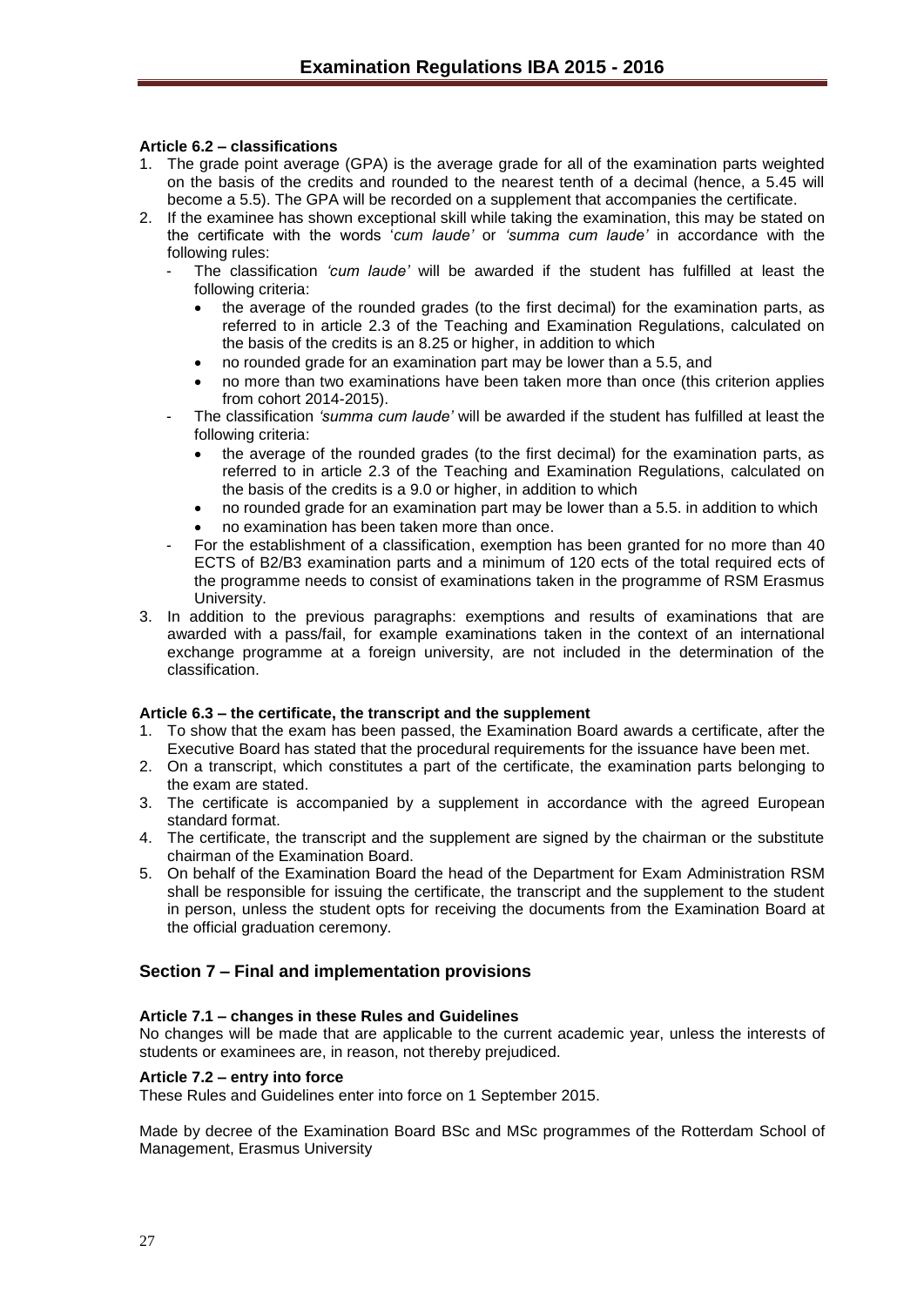**Article 6.2 – classifications**

1. The grade point average (GPA) is the average grade for all of the examination parts weighted on the basis of the credits and rounded to the nearest tenth of a decimal (hence, a 5.45 will become a 5.5). The GPA will be recorded on a supplement that accompanies the certificate.
2. If the examinee has shown exceptional skill while taking the examination, this may be stated on the certificate with the words '*cum laude'* or *'summa cum laude'* in accordance with the following rules:
   - The classification *'cum laude'* will be awarded if the student has fulfilled at least the following criteria:
     - the average of the rounded grades (to the first decimal) for the examination parts, as referred to in article 2.3 of the Teaching and Examination Regulations, calculated on the basis of the credits is an 8.25 or higher, in addition to which
     - no rounded grade for an examination part may be lower than a 5.5, and
     - no more than two examinations have been taken more than once (this criterion applies from cohort 2014-2015).
   - The classification *'summa cum laude'* will be awarded if the student has fulfilled at least the following criteria:
     - the average of the rounded grades (to the first decimal) for the examination parts, as referred to in article 2.3 of the Teaching and Examination Regulations, calculated on the basis of the credits is a 9.0 or higher, in addition to which
     - no rounded grade for an examination part may be lower than a 5.5. in addition to which
     - no examination has been taken more than once.
   - For the establishment of a classification, exemption has been granted for no more than 40 ECTS of B2/B3 examination parts and a minimum of 120 ects of the total required ects of the programme needs to consist of examinations taken in the programme of RSM Erasmus University.
3. In addition to the previous paragraphs: exemptions and results of examinations that are awarded with a pass/fail, for example examinations taken in the context of an international exchange programme at a foreign university, are not included in the determination of the classification.

**Article 6.3 – the certificate, the transcript and the supplement**

1. To show that the exam has been passed, the Examination Board awards a certificate, after the Executive Board has stated that the procedural requirements for the issuance have been met.
2. On a transcript, which constitutes a part of the certificate, the examination parts belonging to the exam are stated.
3. The certificate is accompanied by a supplement in accordance with the agreed European standard format.
4. The certificate, the transcript and the supplement are signed by the chairman or the substitute chairman of the Examination Board.
5. On behalf of the Examination Board the head of the Department for Exam Administration RSM shall be responsible for issuing the certificate, the transcript and the supplement to the student in person, unless the student opts for receiving the documents from the Examination Board at the official graduation ceremony.

## Section 7 – Final and implementation provisions

**Article 7.1 – changes in these Rules and Guidelines**

No changes will be made that are applicable to the current academic year, unless the interests of students or examinees are, in reason, not thereby prejudiced.

**Article 7.2 – entry into force**

These Rules and Guidelines enter into force on 1 September 2015.

Made by decree of the Examination Board BSc and MSc programmes of the Rotterdam School of Management, Erasmus University